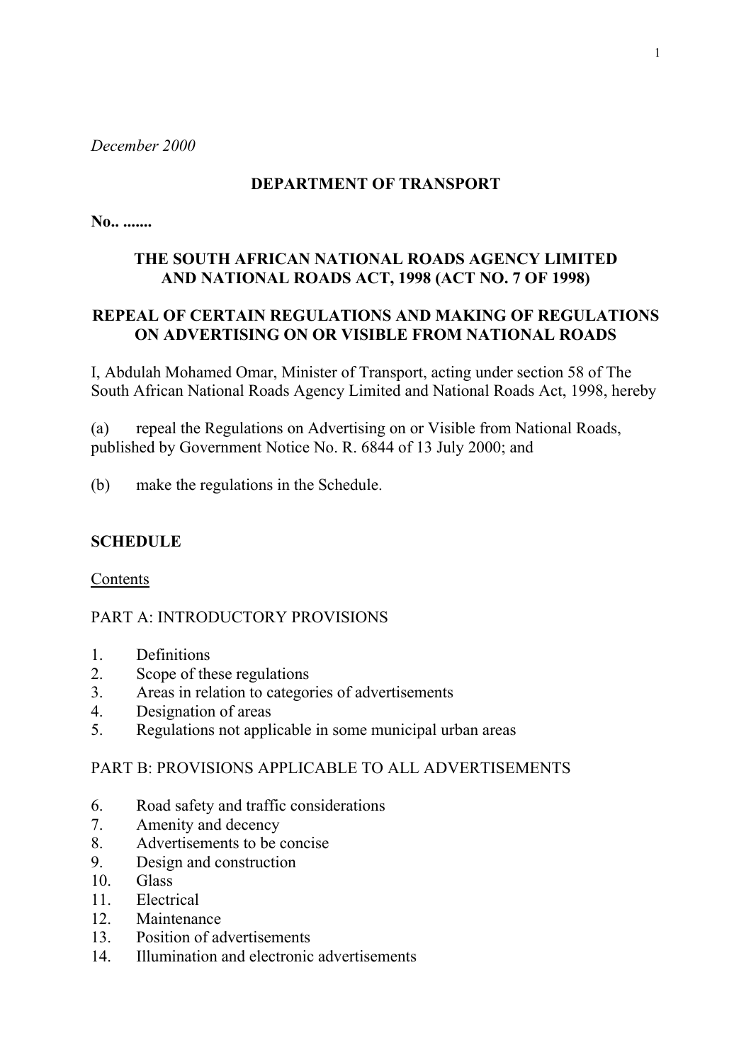*December 2000*

**DEPARTMENT OF TRANSPORT**

**No.. .......**

**THE SOUTH AFRICAN NATIONAL ROADS AGENCY LIMITED AND NATIONAL ROADS ACT, 1998 (ACT NO. 7 OF 1998)**

**REPEAL OF CERTAIN REGULATIONS AND MAKING OF REGULATIONS ON ADVERTISING ON OR VISIBLE FROM NATIONAL ROADS**

I, Abdulah Mohamed Omar, Minister of Transport, acting under section 58 of The South African National Roads Agency Limited and National Roads Act, 1998, hereby

(a) repeal the Regulations on Advertising on or Visible from National Roads, published by Government Notice No. R. 6844 of 13 July 2000; and

(b) make the regulations in the Schedule.

**SCHEDULE**

Contents

PART A: INTRODUCTORY PROVISIONS

1. Definitions
2. Scope of these regulations
3. Areas in relation to categories of advertisements
4. Designation of areas
5. Regulations not applicable in some municipal urban areas

PART B: PROVISIONS APPLICABLE TO ALL ADVERTISEMENTS

6. Road safety and traffic considerations
7. Amenity and decency
8. Advertisements to be concise
9. Design and construction
10. Glass
11. Electrical
12. Maintenance
13. Position of advertisements
14. Illumination and electronic advertisements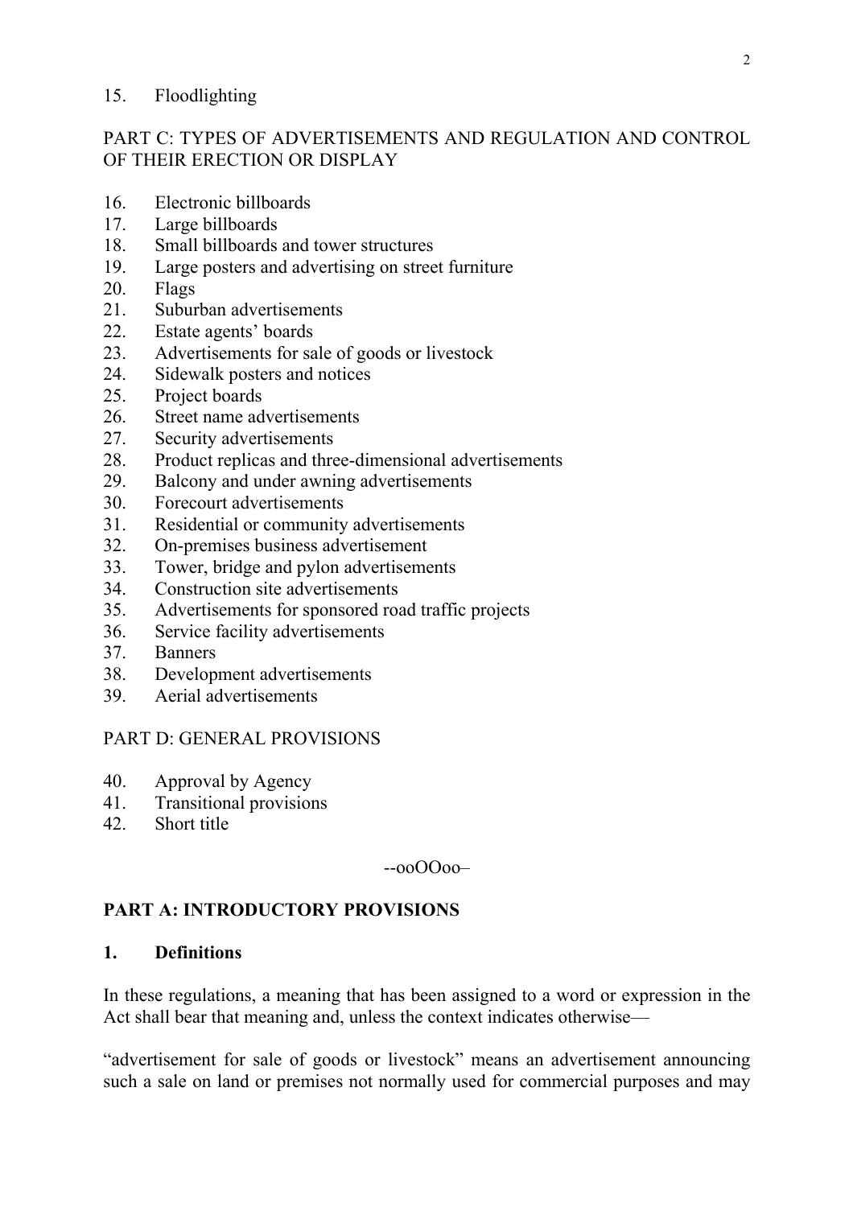15. Floodlighting

PART C: TYPES OF ADVERTISEMENTS AND REGULATION AND CONTROL OF THEIR ERECTION OR DISPLAY

16. Electronic billboards
17. Large billboards
18. Small billboards and tower structures
19. Large posters and advertising on street furniture
20. Flags
21. Suburban advertisements
22. Estate agents' boards
23. Advertisements for sale of goods or livestock
24. Sidewalk posters and notices
25. Project boards
26. Street name advertisements
27. Security advertisements
28. Product replicas and three-dimensional advertisements
29. Balcony and under awning advertisements
30. Forecourt advertisements
31. Residential or community advertisements
32. On-premises business advertisement
33. Tower, bridge and pylon advertisements
34. Construction site advertisements
35. Advertisements for sponsored road traffic projects
36. Service facility advertisements
37. Banners
38. Development advertisements
39. Aerial advertisements

PART D: GENERAL PROVISIONS

40. Approval by Agency
41. Transitional provisions
42. Short title

--ooOOoo–

## PART A: INTRODUCTORY PROVISIONS

### 1. Definitions

In these regulations, a meaning that has been assigned to a word or expression in the Act shall bear that meaning and, unless the context indicates otherwise—

"advertisement for sale of goods or livestock" means an advertisement announcing such a sale on land or premises not normally used for commercial purposes and may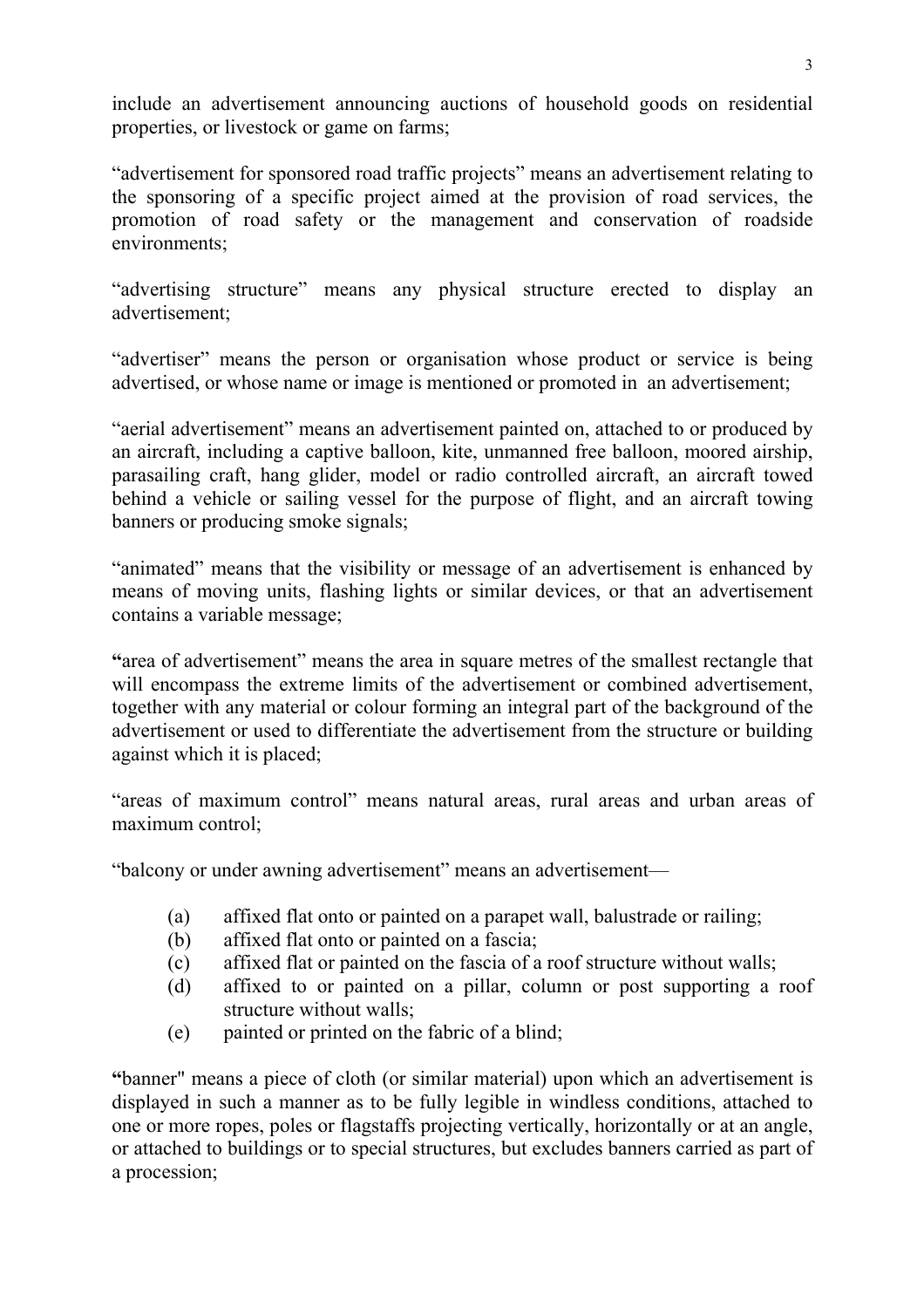include an advertisement announcing auctions of household goods on residential properties, or livestock or game on farms;

"advertisement for sponsored road traffic projects" means an advertisement relating to the sponsoring of a specific project aimed at the provision of road services, the promotion of road safety or the management and conservation of roadside environments;

"advertising structure" means any physical structure erected to display an advertisement;

"advertiser" means the person or organisation whose product or service is being advertised, or whose name or image is mentioned or promoted in an advertisement;

"aerial advertisement" means an advertisement painted on, attached to or produced by an aircraft, including a captive balloon, kite, unmanned free balloon, moored airship, parasailing craft, hang glider, model or radio controlled aircraft, an aircraft towed behind a vehicle or sailing vessel for the purpose of flight, and an aircraft towing banners or producing smoke signals;

"animated" means that the visibility or message of an advertisement is enhanced by means of moving units, flashing lights or similar devices, or that an advertisement contains a variable message;

**"**area of advertisement" means the area in square metres of the smallest rectangle that will encompass the extreme limits of the advertisement or combined advertisement, together with any material or colour forming an integral part of the background of the advertisement or used to differentiate the advertisement from the structure or building against which it is placed;

"areas of maximum control" means natural areas, rural areas and urban areas of maximum control;

"balcony or under awning advertisement" means an advertisement—

(a) affixed flat onto or painted on a parapet wall, balustrade or railing;
(b) affixed flat onto or painted on a fascia;
(c) affixed flat or painted on the fascia of a roof structure without walls;
(d) affixed to or painted on a pillar, column or post supporting a roof structure without walls;
(e) painted or printed on the fabric of a blind;

**"**banner" means a piece of cloth (or similar material) upon which an advertisement is displayed in such a manner as to be fully legible in windless conditions, attached to one or more ropes, poles or flagstaffs projecting vertically, horizontally or at an angle, or attached to buildings or to special structures, but excludes banners carried as part of a procession;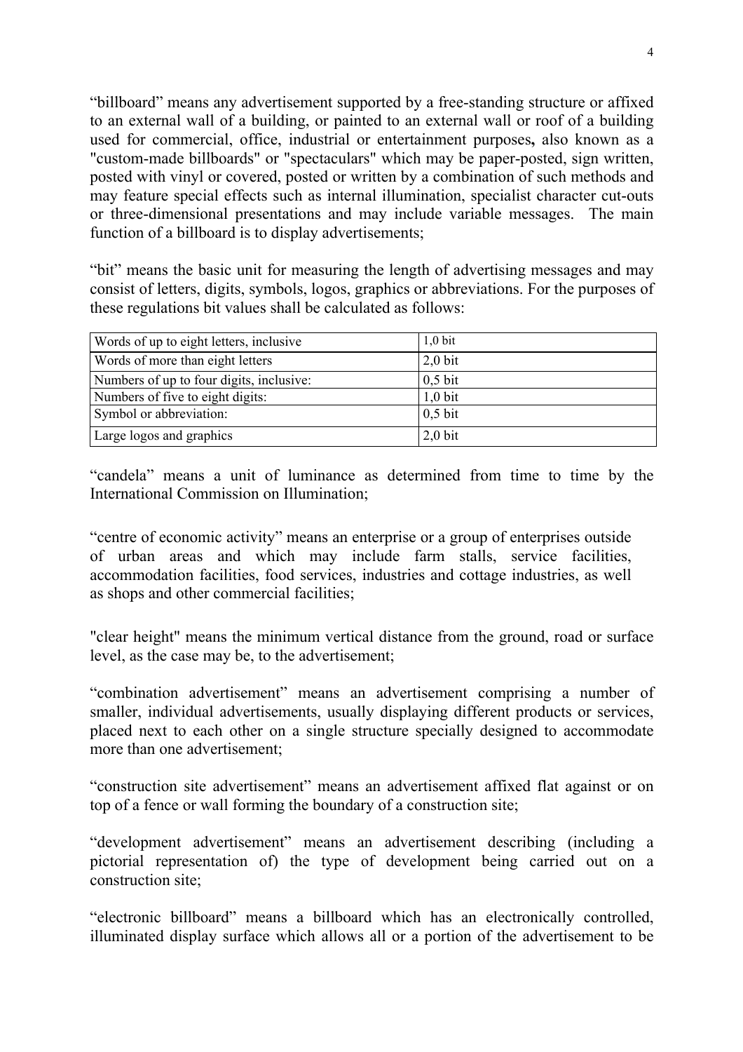"billboard" means any advertisement supported by a free-standing structure or affixed to an external wall of a building, or painted to an external wall or roof of a building used for commercial, office, industrial or entertainment purposes**,** also known as a "custom-made billboards" or "spectaculars" which may be paper-posted, sign written, posted with vinyl or covered, posted or written by a combination of such methods and may feature special effects such as internal illumination, specialist character cut-outs or three-dimensional presentations and may include variable messages. The main function of a billboard is to display advertisements;

"bit" means the basic unit for measuring the length of advertising messages and may consist of letters, digits, symbols, logos, graphics or abbreviations. For the purposes of these regulations bit values shall be calculated as follows:

| Words of up to eight letters, inclusive | 1,0 bit |
|---|---|
| Words of more than eight letters | 2,0 bit |
| Numbers of up to four digits, inclusive: | 0,5 bit |
| Numbers of five to eight digits: | 1,0 bit |
| Symbol or abbreviation: | 0,5 bit |
| Large logos and graphics | 2,0 bit |

"candela" means a unit of luminance as determined from time to time by the International Commission on Illumination;

"centre of economic activity" means an enterprise or a group of enterprises outside of urban areas and which may include farm stalls, service facilities, accommodation facilities, food services, industries and cottage industries, as well as shops and other commercial facilities;

"clear height" means the minimum vertical distance from the ground, road or surface level, as the case may be, to the advertisement;

"combination advertisement" means an advertisement comprising a number of smaller, individual advertisements, usually displaying different products or services, placed next to each other on a single structure specially designed to accommodate more than one advertisement;

"construction site advertisement" means an advertisement affixed flat against or on top of a fence or wall forming the boundary of a construction site;

"development advertisement" means an advertisement describing (including a pictorial representation of) the type of development being carried out on a construction site;

"electronic billboard" means a billboard which has an electronically controlled, illuminated display surface which allows all or a portion of the advertisement to be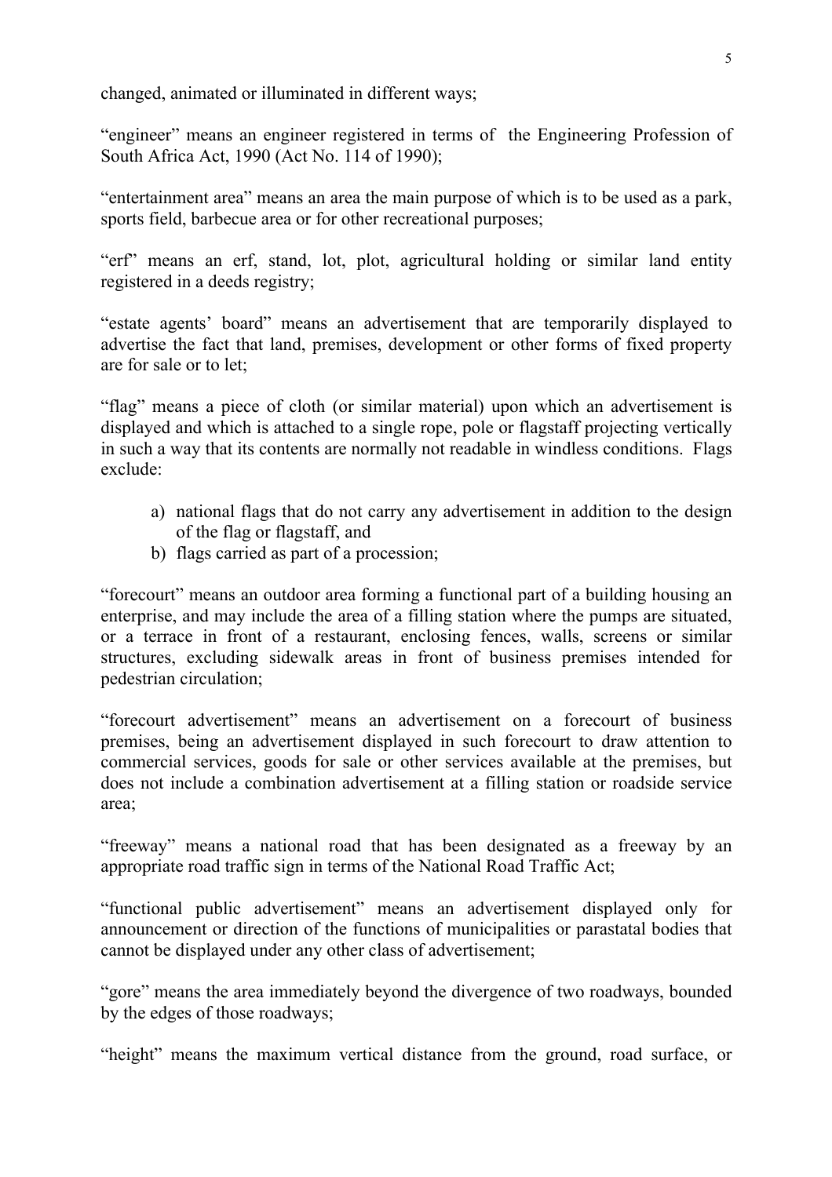changed, animated or illuminated in different ways;

"engineer" means an engineer registered in terms of the Engineering Profession of South Africa Act, 1990 (Act No. 114 of 1990);

"entertainment area" means an area the main purpose of which is to be used as a park, sports field, barbecue area or for other recreational purposes;

"erf" means an erf, stand, lot, plot, agricultural holding or similar land entity registered in a deeds registry;

"estate agents' board" means an advertisement that are temporarily displayed to advertise the fact that land, premises, development or other forms of fixed property are for sale or to let;

"flag" means a piece of cloth (or similar material) upon which an advertisement is displayed and which is attached to a single rope, pole or flagstaff projecting vertically in such a way that its contents are normally not readable in windless conditions. Flags exclude:

a) national flags that do not carry any advertisement in addition to the design of the flag or flagstaff, and
b) flags carried as part of a procession;

"forecourt" means an outdoor area forming a functional part of a building housing an enterprise, and may include the area of a filling station where the pumps are situated, or a terrace in front of a restaurant, enclosing fences, walls, screens or similar structures, excluding sidewalk areas in front of business premises intended for pedestrian circulation;

"forecourt advertisement" means an advertisement on a forecourt of business premises, being an advertisement displayed in such forecourt to draw attention to commercial services, goods for sale or other services available at the premises, but does not include a combination advertisement at a filling station or roadside service area;

"freeway" means a national road that has been designated as a freeway by an appropriate road traffic sign in terms of the National Road Traffic Act;

"functional public advertisement" means an advertisement displayed only for announcement or direction of the functions of municipalities or parastatal bodies that cannot be displayed under any other class of advertisement;

"gore" means the area immediately beyond the divergence of two roadways, bounded by the edges of those roadways;

"height" means the maximum vertical distance from the ground, road surface, or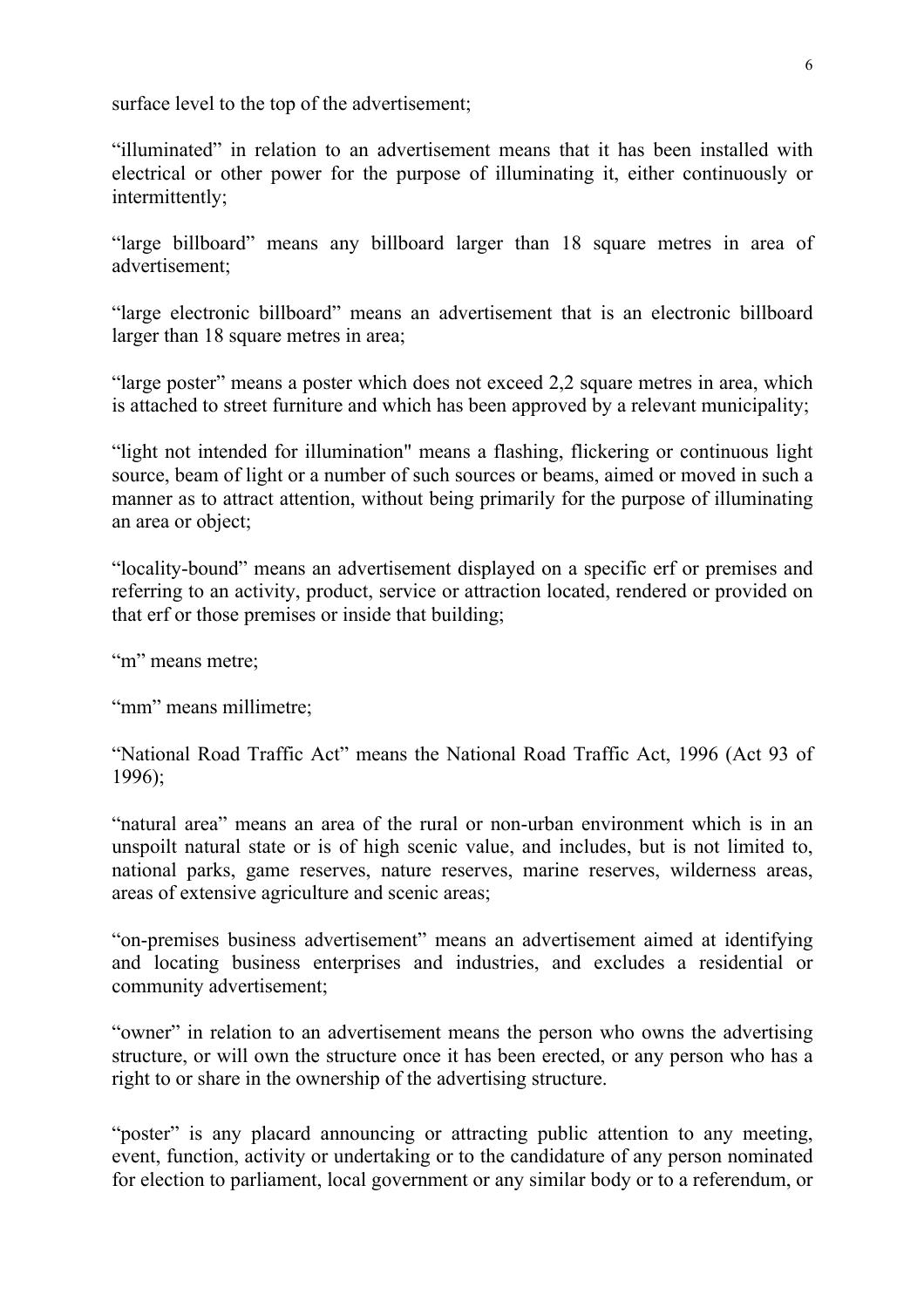surface level to the top of the advertisement;

“illuminated” in relation to an advertisement means that it has been installed with electrical or other power for the purpose of illuminating it, either continuously or intermittently;

“large billboard” means any billboard larger than 18 square metres in area of advertisement;

“large electronic billboard” means an advertisement that is an electronic billboard larger than 18 square metres in area;

“large poster” means a poster which does not exceed 2,2 square metres in area, which is attached to street furniture and which has been approved by a relevant municipality;

“light not intended for illumination" means a flashing, flickering or continuous light source, beam of light or a number of such sources or beams, aimed or moved in such a manner as to attract attention, without being primarily for the purpose of illuminating an area or object;

“locality-bound” means an advertisement displayed on a specific erf or premises and referring to an activity, product, service or attraction located, rendered or provided on that erf or those premises or inside that building;

“m” means metre;

“mm” means millimetre;

“National Road Traffic Act” means the National Road Traffic Act, 1996 (Act 93 of 1996);

“natural area” means an area of the rural or non-urban environment which is in an unspoilt natural state or is of high scenic value, and includes, but is not limited to, national parks, game reserves, nature reserves, marine reserves, wilderness areas, areas of extensive agriculture and scenic areas;

“on-premises business advertisement” means an advertisement aimed at identifying and locating business enterprises and industries, and excludes a residential or community advertisement;

“owner” in relation to an advertisement means the person who owns the advertising structure, or will own the structure once it has been erected, or any person who has a right to or share in the ownership of the advertising structure.

“poster” is any placard announcing or attracting public attention to any meeting, event, function, activity or undertaking or to the candidature of any person nominated for election to parliament, local government or any similar body or to a referendum, or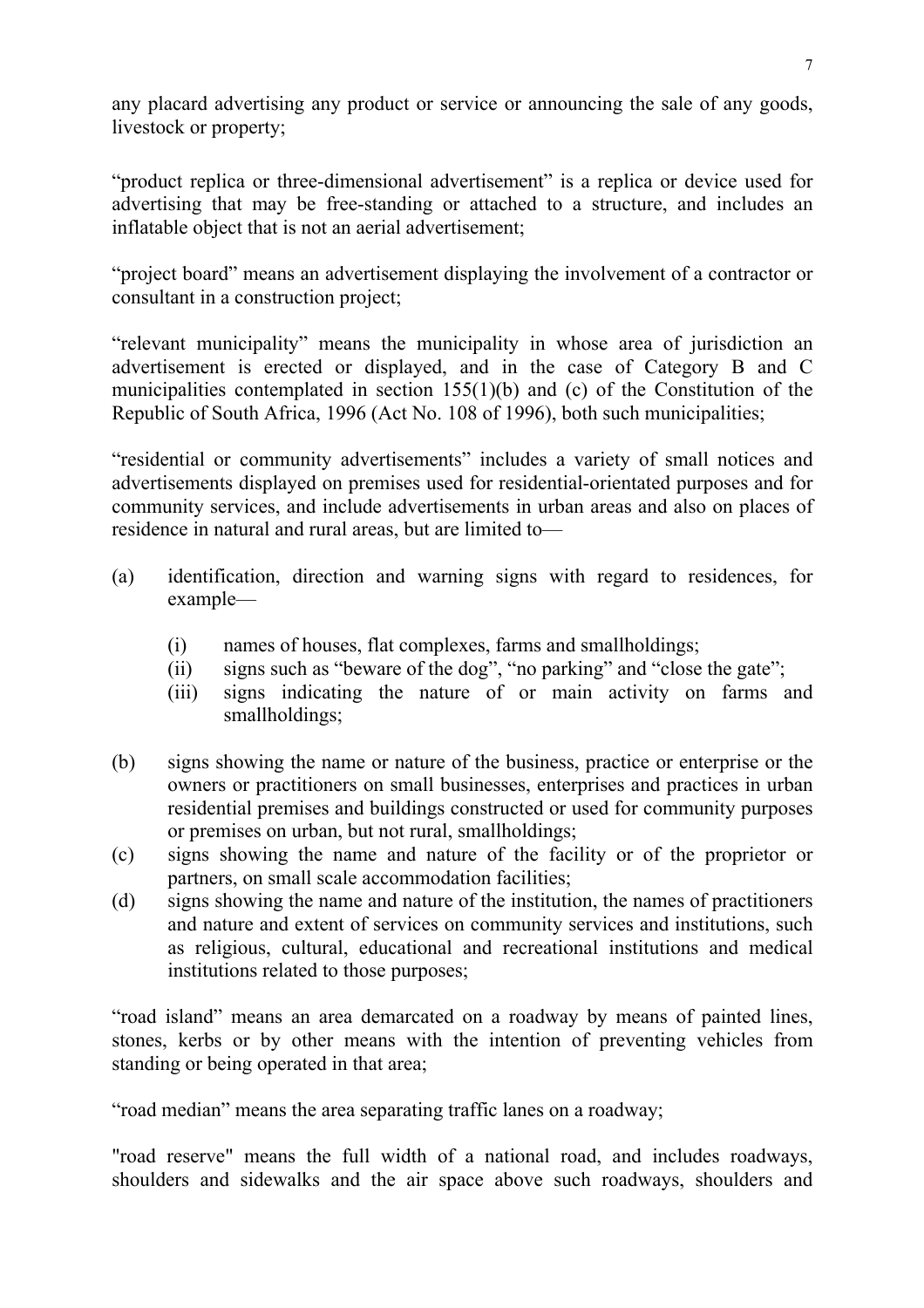any placard advertising any product or service or announcing the sale of any goods, livestock or property;

“product replica or three-dimensional advertisement” is a replica or device used for advertising that may be free-standing or attached to a structure, and includes an inflatable object that is not an aerial advertisement;

“project board” means an advertisement displaying the involvement of a contractor or consultant in a construction project;

“relevant municipality” means the municipality in whose area of jurisdiction an advertisement is erected or displayed, and in the case of Category B and C municipalities contemplated in section 155(1)(b) and (c) of the Constitution of the Republic of South Africa, 1996 (Act No. 108 of 1996), both such municipalities;

“residential or community advertisements” includes a variety of small notices and advertisements displayed on premises used for residential-orientated purposes and for community services, and include advertisements in urban areas and also on places of residence in natural and rural areas, but are limited to—

(a) identification, direction and warning signs with regard to residences, for example—

 (i) names of houses, flat complexes, farms and smallholdings;
 (ii) signs such as “beware of the dog”, “no parking” and “close the gate”;
 (iii) signs indicating the nature of or main activity on farms and smallholdings;

(b) signs showing the name or nature of the business, practice or enterprise or the owners or practitioners on small businesses, enterprises and practices in urban residential premises and buildings constructed or used for community purposes or premises on urban, but not rural, smallholdings;
(c) signs showing the name and nature of the facility or of the proprietor or partners, on small scale accommodation facilities;
(d) signs showing the name and nature of the institution, the names of practitioners and nature and extent of services on community services and institutions, such as religious, cultural, educational and recreational institutions and medical institutions related to those purposes;

“road island” means an area demarcated on a roadway by means of painted lines, stones, kerbs or by other means with the intention of preventing vehicles from standing or being operated in that area;

“road median” means the area separating traffic lanes on a roadway;

"road reserve" means the full width of a national road, and includes roadways, shoulders and sidewalks and the air space above such roadways, shoulders and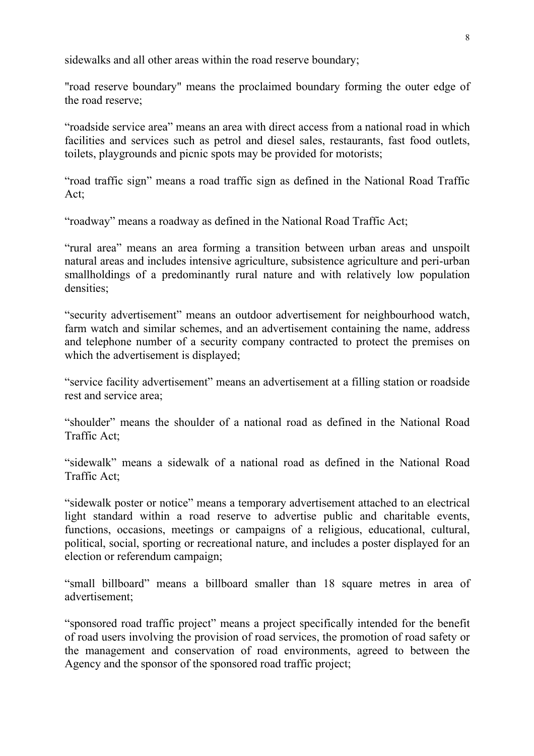sidewalks and all other areas within the road reserve boundary;

"road reserve boundary" means the proclaimed boundary forming the outer edge of the road reserve;

“roadside service area” means an area with direct access from a national road in which facilities and services such as petrol and diesel sales, restaurants, fast food outlets, toilets, playgrounds and picnic spots may be provided for motorists;

“road traffic sign” means a road traffic sign as defined in the National Road Traffic Act;

“roadway” means a roadway as defined in the National Road Traffic Act;

“rural area” means an area forming a transition between urban areas and unspoilt natural areas and includes intensive agriculture, subsistence agriculture and peri-urban smallholdings of a predominantly rural nature and with relatively low population densities;

“security advertisement” means an outdoor advertisement for neighbourhood watch, farm watch and similar schemes, and an advertisement containing the name, address and telephone number of a security company contracted to protect the premises on which the advertisement is displayed;

“service facility advertisement” means an advertisement at a filling station or roadside rest and service area;

“shoulder” means the shoulder of a national road as defined in the National Road Traffic Act;

“sidewalk” means a sidewalk of a national road as defined in the National Road Traffic Act;

“sidewalk poster or notice” means a temporary advertisement attached to an electrical light standard within a road reserve to advertise public and charitable events, functions, occasions, meetings or campaigns of a religious, educational, cultural, political, social, sporting or recreational nature, and includes a poster displayed for an election or referendum campaign;

“small billboard” means a billboard smaller than 18 square metres in area of advertisement;

“sponsored road traffic project” means a project specifically intended for the benefit of road users involving the provision of road services, the promotion of road safety or the management and conservation of road environments, agreed to between the Agency and the sponsor of the sponsored road traffic project;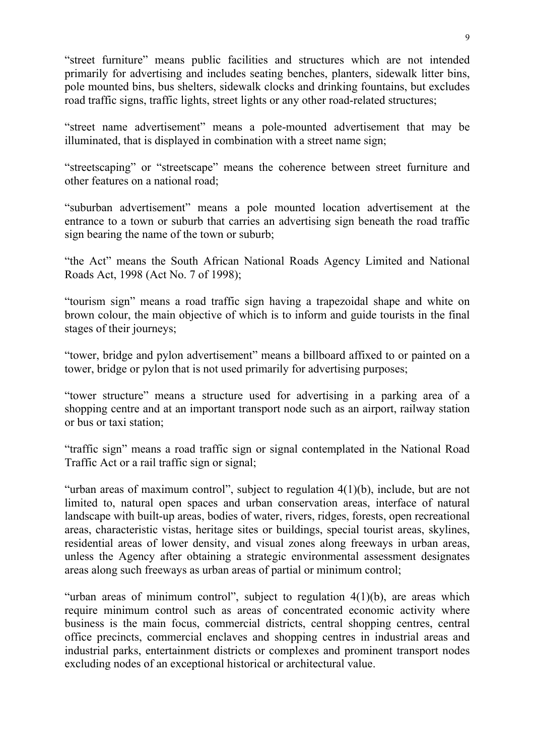"street furniture" means public facilities and structures which are not intended primarily for advertising and includes seating benches, planters, sidewalk litter bins, pole mounted bins, bus shelters, sidewalk clocks and drinking fountains, but excludes road traffic signs, traffic lights, street lights or any other road-related structures;

"street name advertisement" means a pole-mounted advertisement that may be illuminated, that is displayed in combination with a street name sign;

"streetscaping" or "streetscape" means the coherence between street furniture and other features on a national road;

"suburban advertisement" means a pole mounted location advertisement at the entrance to a town or suburb that carries an advertising sign beneath the road traffic sign bearing the name of the town or suburb;

"the Act" means the South African National Roads Agency Limited and National Roads Act, 1998 (Act No. 7 of 1998);

"tourism sign" means a road traffic sign having a trapezoidal shape and white on brown colour, the main objective of which is to inform and guide tourists in the final stages of their journeys;

"tower, bridge and pylon advertisement" means a billboard affixed to or painted on a tower, bridge or pylon that is not used primarily for advertising purposes;

"tower structure" means a structure used for advertising in a parking area of a shopping centre and at an important transport node such as an airport, railway station or bus or taxi station;

"traffic sign" means a road traffic sign or signal contemplated in the National Road Traffic Act or a rail traffic sign or signal;

"urban areas of maximum control", subject to regulation 4(1)(b), include, but are not limited to, natural open spaces and urban conservation areas, interface of natural landscape with built-up areas, bodies of water, rivers, ridges, forests, open recreational areas, characteristic vistas, heritage sites or buildings, special tourist areas, skylines, residential areas of lower density, and visual zones along freeways in urban areas, unless the Agency after obtaining a strategic environmental assessment designates areas along such freeways as urban areas of partial or minimum control;

"urban areas of minimum control", subject to regulation 4(1)(b), are areas which require minimum control such as areas of concentrated economic activity where business is the main focus, commercial districts, central shopping centres, central office precincts, commercial enclaves and shopping centres in industrial areas and industrial parks, entertainment districts or complexes and prominent transport nodes excluding nodes of an exceptional historical or architectural value.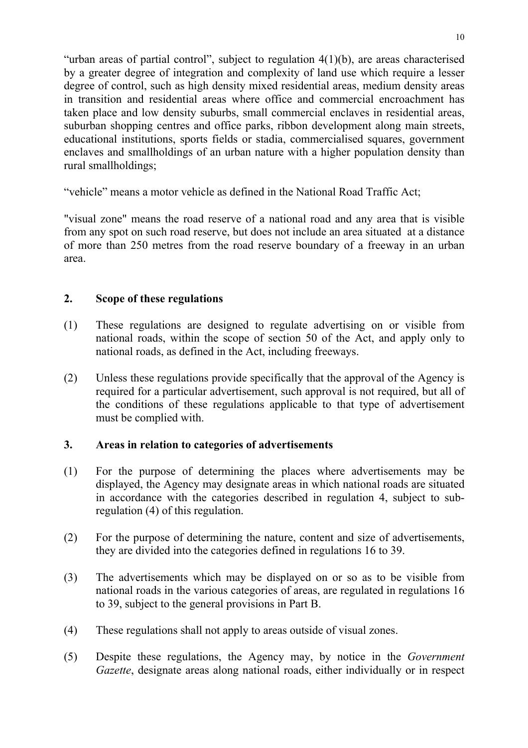"urban areas of partial control", subject to regulation 4(1)(b), are areas characterised by a greater degree of integration and complexity of land use which require a lesser degree of control, such as high density mixed residential areas, medium density areas in transition and residential areas where office and commercial encroachment has taken place and low density suburbs, small commercial enclaves in residential areas, suburban shopping centres and office parks, ribbon development along main streets, educational institutions, sports fields or stadia, commercialised squares, government enclaves and smallholdings of an urban nature with a higher population density than rural smallholdings;

"vehicle" means a motor vehicle as defined in the National Road Traffic Act;

"visual zone" means the road reserve of a national road and any area that is visible from any spot on such road reserve, but does not include an area situated at a distance of more than 250 metres from the road reserve boundary of a freeway in an urban area.

## 2. Scope of these regulations

(1) These regulations are designed to regulate advertising on or visible from national roads, within the scope of section 50 of the Act, and apply only to national roads, as defined in the Act, including freeways.

(2) Unless these regulations provide specifically that the approval of the Agency is required for a particular advertisement, such approval is not required, but all of the conditions of these regulations applicable to that type of advertisement must be complied with.

## 3. Areas in relation to categories of advertisements

(1) For the purpose of determining the places where advertisements may be displayed, the Agency may designate areas in which national roads are situated in accordance with the categories described in regulation 4, subject to sub-regulation (4) of this regulation.

(2) For the purpose of determining the nature, content and size of advertisements, they are divided into the categories defined in regulations 16 to 39.

(3) The advertisements which may be displayed on or so as to be visible from national roads in the various categories of areas, are regulated in regulations 16 to 39, subject to the general provisions in Part B.

(4) These regulations shall not apply to areas outside of visual zones.

(5) Despite these regulations, the Agency may, by notice in the *Government Gazette*, designate areas along national roads, either individually or in respect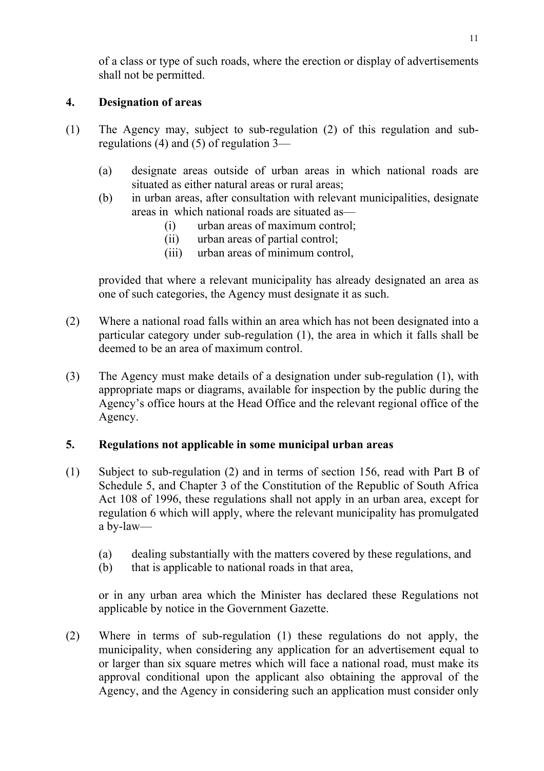of a class or type of such roads, where the erection or display of advertisements shall not be permitted.

## 4. Designation of areas

(1) The Agency may, subject to sub-regulation (2) of this regulation and sub-regulations (4) and (5) of regulation 3—

(a) designate areas outside of urban areas in which national roads are situated as either natural areas or rural areas;

(b) in urban areas, after consultation with relevant municipalities, designate areas in which national roads are situated as—

(i) urban areas of maximum control;

(ii) urban areas of partial control;

(iii) urban areas of minimum control,

provided that where a relevant municipality has already designated an area as one of such categories, the Agency must designate it as such.

(2) Where a national road falls within an area which has not been designated into a particular category under sub-regulation (1), the area in which it falls shall be deemed to be an area of maximum control.

(3) The Agency must make details of a designation under sub-regulation (1), with appropriate maps or diagrams, available for inspection by the public during the Agency's office hours at the Head Office and the relevant regional office of the Agency.

## 5. Regulations not applicable in some municipal urban areas

(1) Subject to sub-regulation (2) and in terms of section 156, read with Part B of Schedule 5, and Chapter 3 of the Constitution of the Republic of South Africa Act 108 of 1996, these regulations shall not apply in an urban area, except for regulation 6 which will apply, where the relevant municipality has promulgated a by-law—

(a) dealing substantially with the matters covered by these regulations, and

(b) that is applicable to national roads in that area,

or in any urban area which the Minister has declared these Regulations not applicable by notice in the Government Gazette.

(2) Where in terms of sub-regulation (1) these regulations do not apply, the municipality, when considering any application for an advertisement equal to or larger than six square metres which will face a national road, must make its approval conditional upon the applicant also obtaining the approval of the Agency, and the Agency in considering such an application must consider only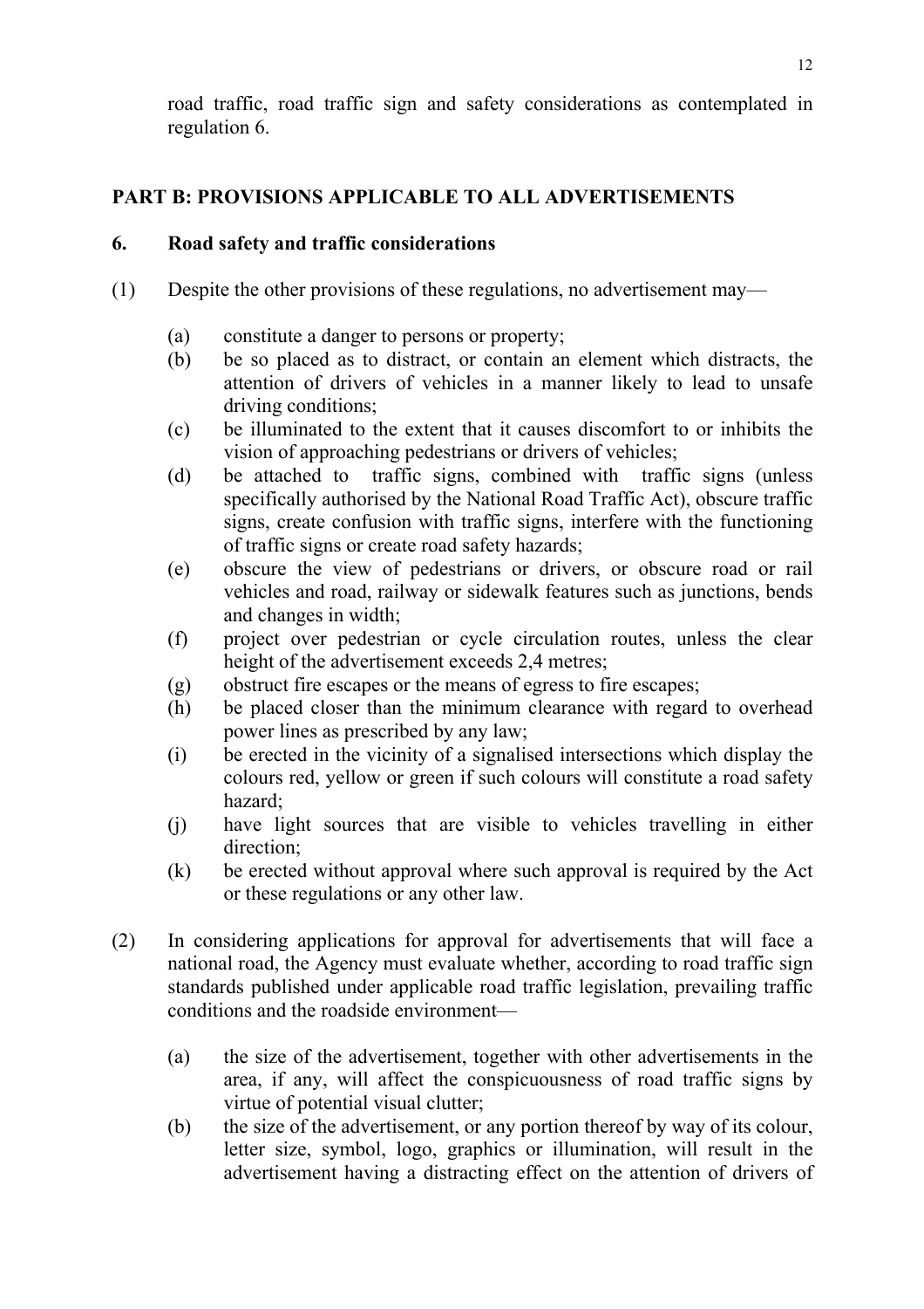road traffic, road traffic sign and safety considerations as contemplated in regulation 6.

## PART B: PROVISIONS APPLICABLE TO ALL ADVERTISEMENTS

### 6. Road safety and traffic considerations

(1) Despite the other provisions of these regulations, no advertisement may—

- (a) constitute a danger to persons or property;
- (b) be so placed as to distract, or contain an element which distracts, the attention of drivers of vehicles in a manner likely to lead to unsafe driving conditions;
- (c) be illuminated to the extent that it causes discomfort to or inhibits the vision of approaching pedestrians or drivers of vehicles;
- (d) be attached to traffic signs, combined with traffic signs (unless specifically authorised by the National Road Traffic Act), obscure traffic signs, create confusion with traffic signs, interfere with the functioning of traffic signs or create road safety hazards;
- (e) obscure the view of pedestrians or drivers, or obscure road or rail vehicles and road, railway or sidewalk features such as junctions, bends and changes in width;
- (f) project over pedestrian or cycle circulation routes, unless the clear height of the advertisement exceeds 2,4 metres;
- (g) obstruct fire escapes or the means of egress to fire escapes;
- (h) be placed closer than the minimum clearance with regard to overhead power lines as prescribed by any law;
- (i) be erected in the vicinity of a signalised intersections which display the colours red, yellow or green if such colours will constitute a road safety hazard;
- (j) have light sources that are visible to vehicles travelling in either direction;
- (k) be erected without approval where such approval is required by the Act or these regulations or any other law.

(2) In considering applications for approval for advertisements that will face a national road, the Agency must evaluate whether, according to road traffic sign standards published under applicable road traffic legislation, prevailing traffic conditions and the roadside environment—

- (a) the size of the advertisement, together with other advertisements in the area, if any, will affect the conspicuousness of road traffic signs by virtue of potential visual clutter;
- (b) the size of the advertisement, or any portion thereof by way of its colour, letter size, symbol, logo, graphics or illumination, will result in the advertisement having a distracting effect on the attention of drivers of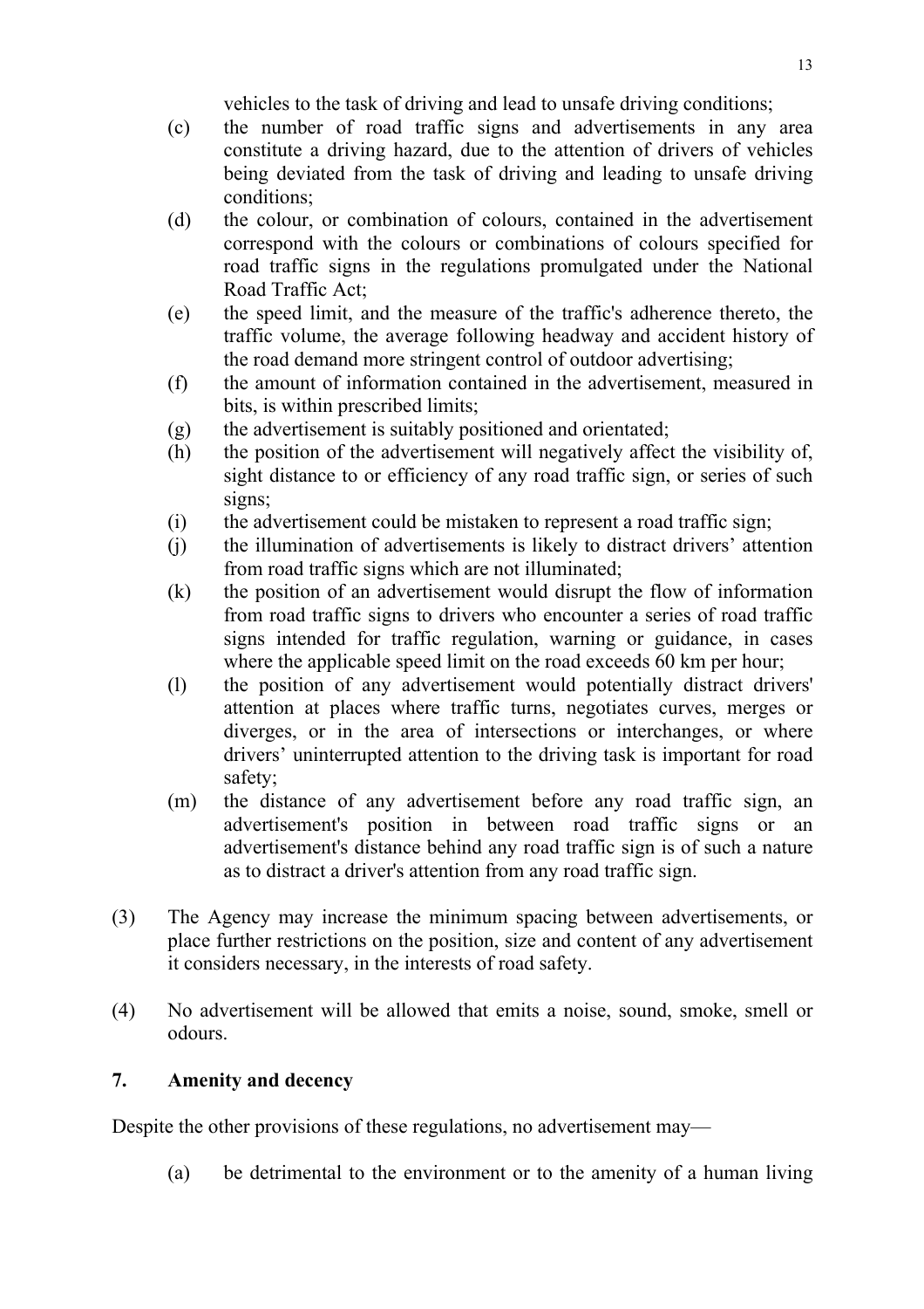vehicles to the task of driving and lead to unsafe driving conditions;

(c) the number of road traffic signs and advertisements in any area constitute a driving hazard, due to the attention of drivers of vehicles being deviated from the task of driving and leading to unsafe driving conditions;

(d) the colour, or combination of colours, contained in the advertisement correspond with the colours or combinations of colours specified for road traffic signs in the regulations promulgated under the National Road Traffic Act;

(e) the speed limit, and the measure of the traffic's adherence thereto, the traffic volume, the average following headway and accident history of the road demand more stringent control of outdoor advertising;

(f) the amount of information contained in the advertisement, measured in bits, is within prescribed limits;

(g) the advertisement is suitably positioned and orientated;

(h) the position of the advertisement will negatively affect the visibility of, sight distance to or efficiency of any road traffic sign, or series of such signs;

(i) the advertisement could be mistaken to represent a road traffic sign;

(j) the illumination of advertisements is likely to distract drivers' attention from road traffic signs which are not illuminated;

(k) the position of an advertisement would disrupt the flow of information from road traffic signs to drivers who encounter a series of road traffic signs intended for traffic regulation, warning or guidance, in cases where the applicable speed limit on the road exceeds 60 km per hour;

(l) the position of any advertisement would potentially distract drivers' attention at places where traffic turns, negotiates curves, merges or diverges, or in the area of intersections or interchanges, or where drivers' uninterrupted attention to the driving task is important for road safety;

(m) the distance of any advertisement before any road traffic sign, an advertisement's position in between road traffic signs or an advertisement's distance behind any road traffic sign is of such a nature as to distract a driver's attention from any road traffic sign.

(3) The Agency may increase the minimum spacing between advertisements, or place further restrictions on the position, size and content of any advertisement it considers necessary, in the interests of road safety.

(4) No advertisement will be allowed that emits a noise, sound, smoke, smell or odours.

## 7. Amenity and decency

Despite the other provisions of these regulations, no advertisement may—

(a) be detrimental to the environment or to the amenity of a human living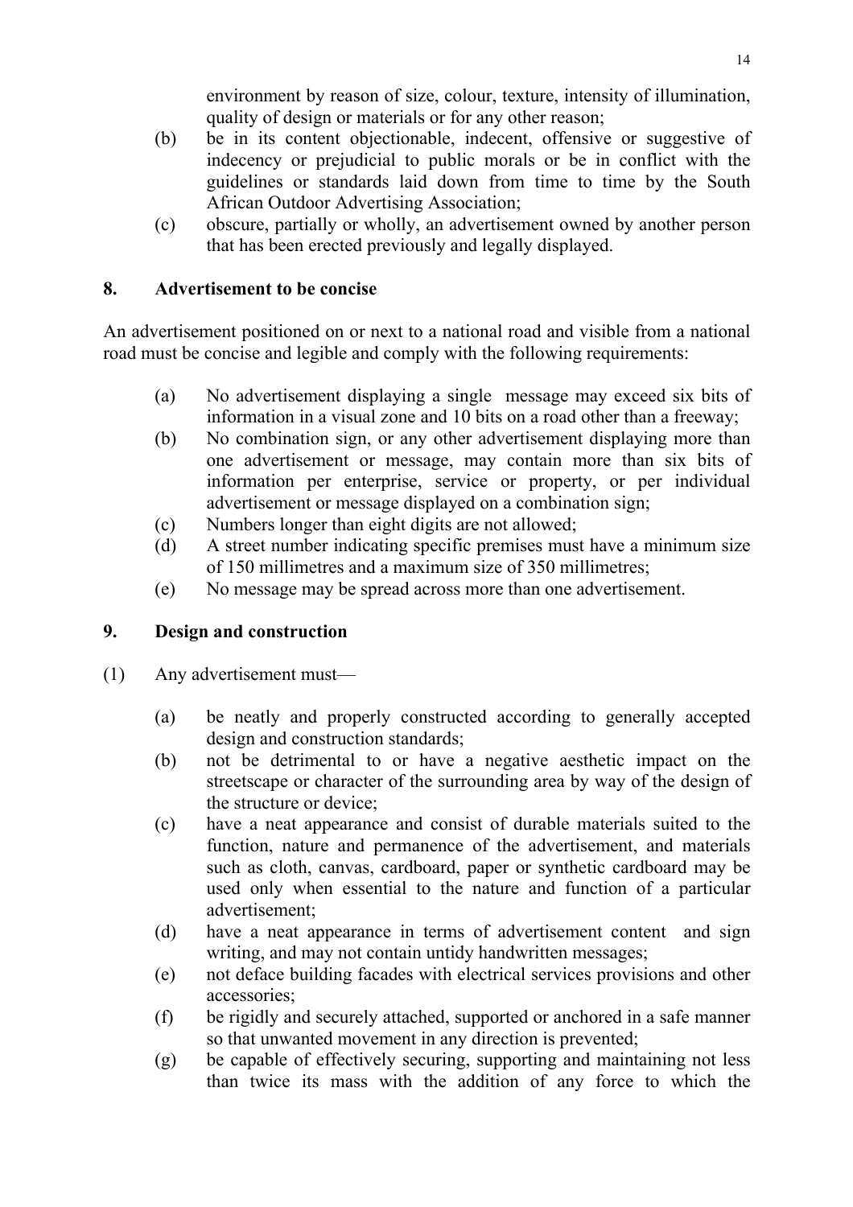environment by reason of size, colour, texture, intensity of illumination, quality of design or materials or for any other reason;

(b) be in its content objectionable, indecent, offensive or suggestive of indecency or prejudicial to public morals or be in conflict with the guidelines or standards laid down from time to time by the South African Outdoor Advertising Association;

(c) obscure, partially or wholly, an advertisement owned by another person that has been erected previously and legally displayed.

## 8. Advertisement to be concise

An advertisement positioned on or next to a national road and visible from a national road must be concise and legible and comply with the following requirements:

(a) No advertisement displaying a single message may exceed six bits of information in a visual zone and 10 bits on a road other than a freeway;

(b) No combination sign, or any other advertisement displaying more than one advertisement or message, may contain more than six bits of information per enterprise, service or property, or per individual advertisement or message displayed on a combination sign;

(c) Numbers longer than eight digits are not allowed;

(d) A street number indicating specific premises must have a minimum size of 150 millimetres and a maximum size of 350 millimetres;

(e) No message may be spread across more than one advertisement.

## 9. Design and construction

(1) Any advertisement must—

(a) be neatly and properly constructed according to generally accepted design and construction standards;

(b) not be detrimental to or have a negative aesthetic impact on the streetscape or character of the surrounding area by way of the design of the structure or device;

(c) have a neat appearance and consist of durable materials suited to the function, nature and permanence of the advertisement, and materials such as cloth, canvas, cardboard, paper or synthetic cardboard may be used only when essential to the nature and function of a particular advertisement;

(d) have a neat appearance in terms of advertisement content and sign writing, and may not contain untidy handwritten messages;

(e) not deface building facades with electrical services provisions and other accessories;

(f) be rigidly and securely attached, supported or anchored in a safe manner so that unwanted movement in any direction is prevented;

(g) be capable of effectively securing, supporting and maintaining not less than twice its mass with the addition of any force to which the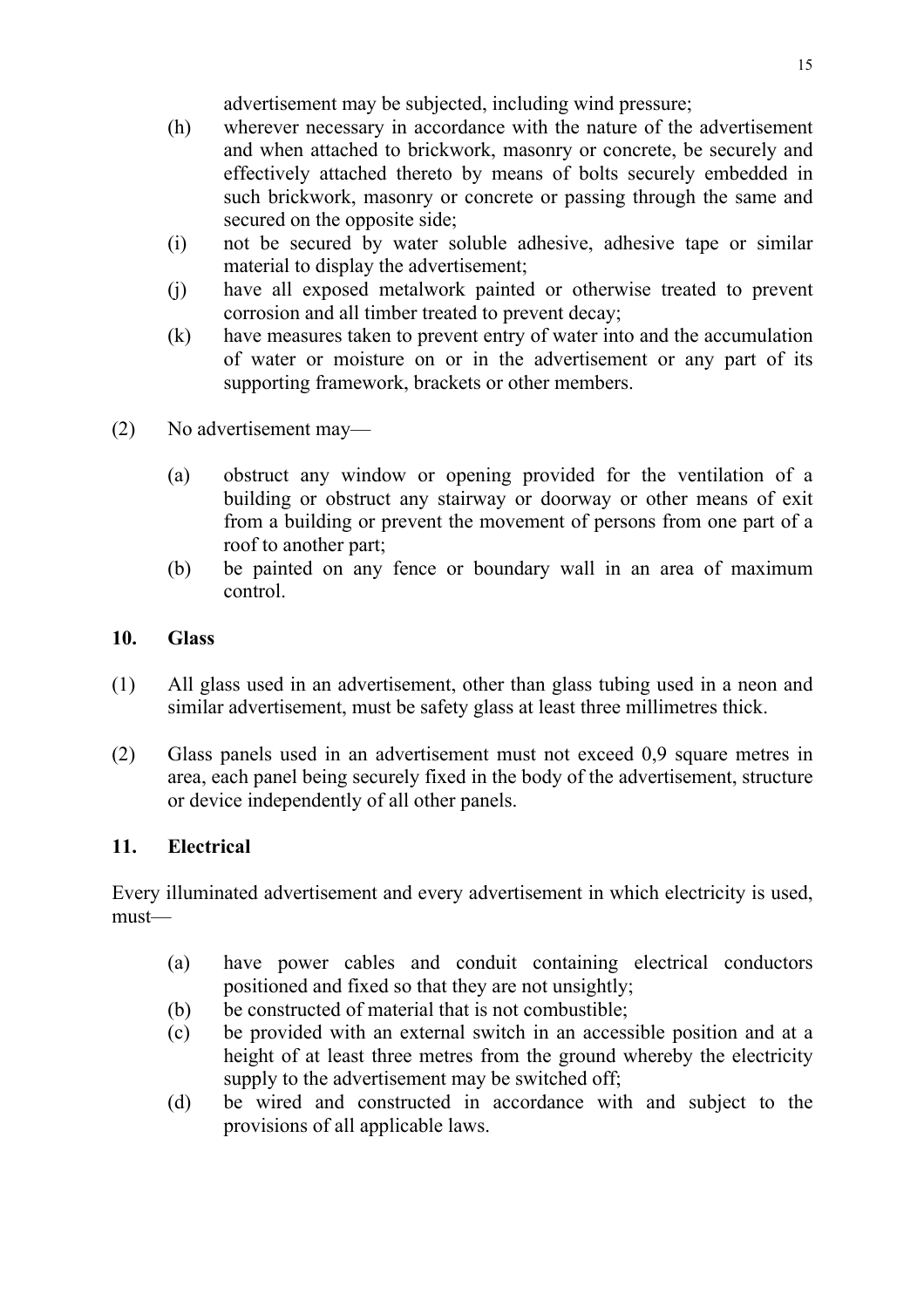advertisement may be subjected, including wind pressure;

(h) wherever necessary in accordance with the nature of the advertisement and when attached to brickwork, masonry or concrete, be securely and effectively attached thereto by means of bolts securely embedded in such brickwork, masonry or concrete or passing through the same and secured on the opposite side;

(i) not be secured by water soluble adhesive, adhesive tape or similar material to display the advertisement;

(j) have all exposed metalwork painted or otherwise treated to prevent corrosion and all timber treated to prevent decay;

(k) have measures taken to prevent entry of water into and the accumulation of water or moisture on or in the advertisement or any part of its supporting framework, brackets or other members.

(2) No advertisement may—

(a) obstruct any window or opening provided for the ventilation of a building or obstruct any stairway or doorway or other means of exit from a building or prevent the movement of persons from one part of a roof to another part;

(b) be painted on any fence or boundary wall in an area of maximum control.

**10. Glass**

(1) All glass used in an advertisement, other than glass tubing used in a neon and similar advertisement, must be safety glass at least three millimetres thick.

(2) Glass panels used in an advertisement must not exceed 0,9 square metres in area, each panel being securely fixed in the body of the advertisement, structure or device independently of all other panels.

**11. Electrical**

Every illuminated advertisement and every advertisement in which electricity is used, must—

(a) have power cables and conduit containing electrical conductors positioned and fixed so that they are not unsightly;

(b) be constructed of material that is not combustible;

(c) be provided with an external switch in an accessible position and at a height of at least three metres from the ground whereby the electricity supply to the advertisement may be switched off;

(d) be wired and constructed in accordance with and subject to the provisions of all applicable laws.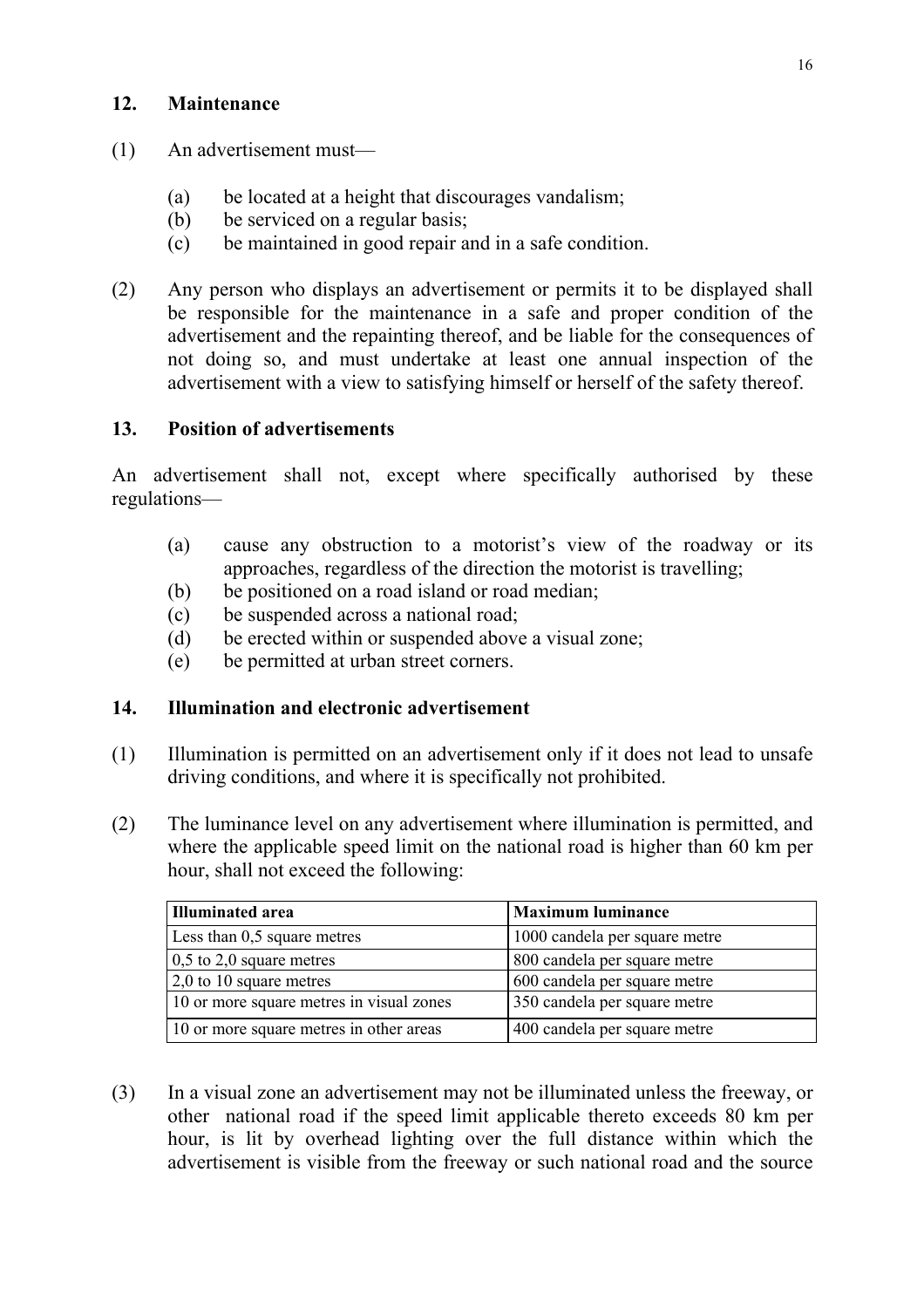## 12. Maintenance

(1) An advertisement must—

- (a) be located at a height that discourages vandalism;
- (b) be serviced on a regular basis;
- (c) be maintained in good repair and in a safe condition.

(2) Any person who displays an advertisement or permits it to be displayed shall be responsible for the maintenance in a safe and proper condition of the advertisement and the repainting thereof, and be liable for the consequences of not doing so, and must undertake at least one annual inspection of the advertisement with a view to satisfying himself or herself of the safety thereof.

## 13. Position of advertisements

An advertisement shall not, except where specifically authorised by these regulations—

- (a) cause any obstruction to a motorist's view of the roadway or its approaches, regardless of the direction the motorist is travelling;
- (b) be positioned on a road island or road median;
- (c) be suspended across a national road;
- (d) be erected within or suspended above a visual zone;
- (e) be permitted at urban street corners.

## 14. Illumination and electronic advertisement

(1) Illumination is permitted on an advertisement only if it does not lead to unsafe driving conditions, and where it is specifically not prohibited.

(2) The luminance level on any advertisement where illumination is permitted, and where the applicable speed limit on the national road is higher than 60 km per hour, shall not exceed the following:

| Illuminated area | Maximum luminance |
|---|---|
| Less than 0,5 square metres | 1000 candela per square metre |
| 0,5 to 2,0 square metres | 800 candela per square metre |
| 2,0 to 10 square metres | 600 candela per square metre |
| 10 or more square metres in visual zones | 350 candela per square metre |
| 10 or more square metres in other areas | 400 candela per square metre |

(3) In a visual zone an advertisement may not be illuminated unless the freeway, or other national road if the speed limit applicable thereto exceeds 80 km per hour, is lit by overhead lighting over the full distance within which the advertisement is visible from the freeway or such national road and the source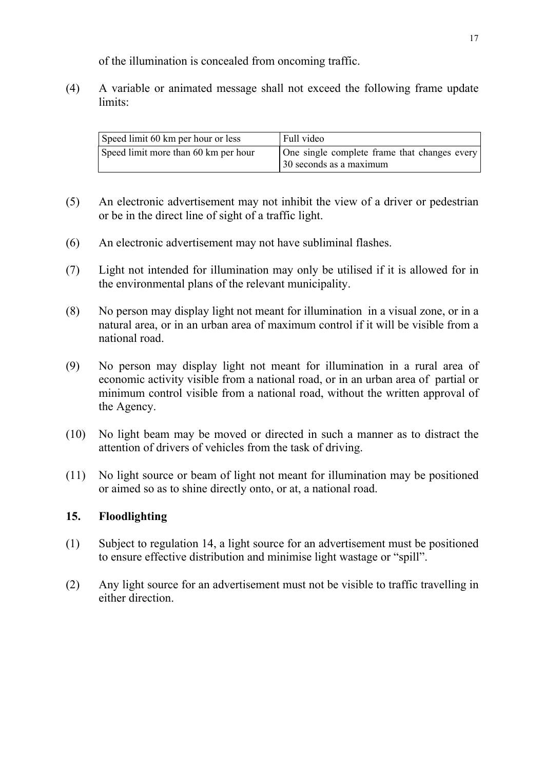of the illumination is concealed from oncoming traffic.

(4) A variable or animated message shall not exceed the following frame update limits:

| Speed limit 60 km per hour or less | Full video |
|---|---|
| Speed limit more than 60 km per hour | One single complete frame that changes every 30 seconds as a maximum |

(5) An electronic advertisement may not inhibit the view of a driver or pedestrian or be in the direct line of sight of a traffic light.

(6) An electronic advertisement may not have subliminal flashes.

(7) Light not intended for illumination may only be utilised if it is allowed for in the environmental plans of the relevant municipality.

(8) No person may display light not meant for illumination in a visual zone, or in a natural area, or in an urban area of maximum control if it will be visible from a national road.

(9) No person may display light not meant for illumination in a rural area of economic activity visible from a national road, or in an urban area of partial or minimum control visible from a national road, without the written approval of the Agency.

(10) No light beam may be moved or directed in such a manner as to distract the attention of drivers of vehicles from the task of driving.

(11) No light source or beam of light not meant for illumination may be positioned or aimed so as to shine directly onto, or at, a national road.

## 15. Floodlighting

(1) Subject to regulation 14, a light source for an advertisement must be positioned to ensure effective distribution and minimise light wastage or "spill".

(2) Any light source for an advertisement must not be visible to traffic travelling in either direction.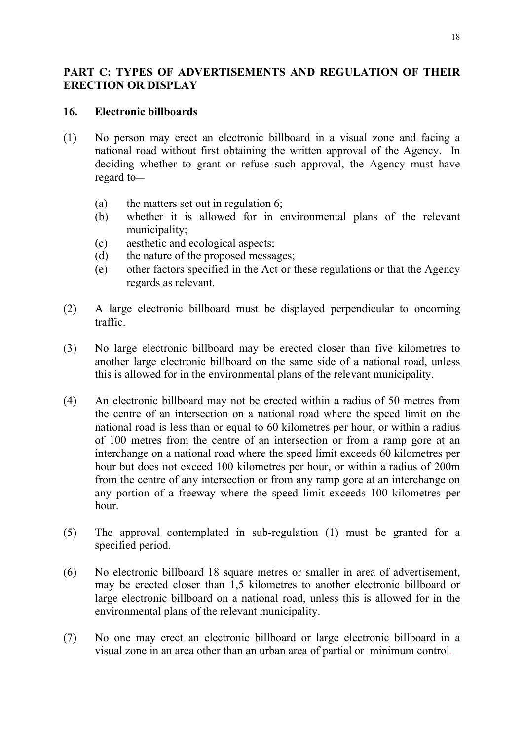## PART C: TYPES OF ADVERTISEMENTS AND REGULATION OF THEIR ERECTION OR DISPLAY

### 16. Electronic billboards

(1) No person may erect an electronic billboard in a visual zone and facing a national road without first obtaining the written approval of the Agency. In deciding whether to grant or refuse such approval, the Agency must have regard to—

- (a) the matters set out in regulation 6;
- (b) whether it is allowed for in environmental plans of the relevant municipality;
- (c) aesthetic and ecological aspects;
- (d) the nature of the proposed messages;
- (e) other factors specified in the Act or these regulations or that the Agency regards as relevant.

(2) A large electronic billboard must be displayed perpendicular to oncoming traffic.

(3) No large electronic billboard may be erected closer than five kilometres to another large electronic billboard on the same side of a national road, unless this is allowed for in the environmental plans of the relevant municipality.

(4) An electronic billboard may not be erected within a radius of 50 metres from the centre of an intersection on a national road where the speed limit on the national road is less than or equal to 60 kilometres per hour, or within a radius of 100 metres from the centre of an intersection or from a ramp gore at an interchange on a national road where the speed limit exceeds 60 kilometres per hour but does not exceed 100 kilometres per hour, or within a radius of 200m from the centre of any intersection or from any ramp gore at an interchange on any portion of a freeway where the speed limit exceeds 100 kilometres per hour.

(5) The approval contemplated in sub-regulation (1) must be granted for a specified period.

(6) No electronic billboard 18 square metres or smaller in area of advertisement, may be erected closer than 1,5 kilometres to another electronic billboard or large electronic billboard on a national road, unless this is allowed for in the environmental plans of the relevant municipality.

(7) No one may erect an electronic billboard or large electronic billboard in a visual zone in an area other than an urban area of partial or minimum control.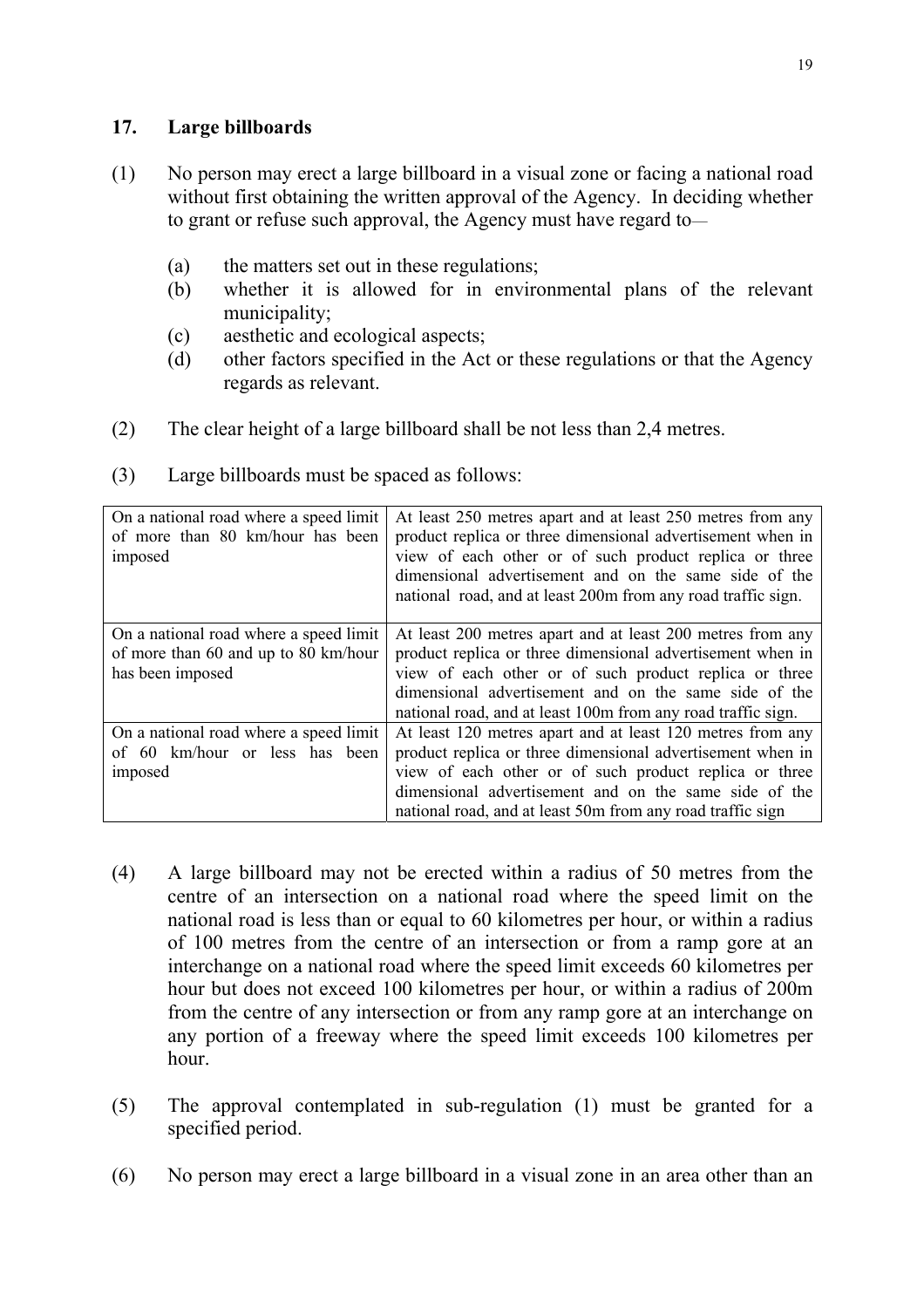## 17. Large billboards

(1) No person may erect a large billboard in a visual zone or facing a national road without first obtaining the written approval of the Agency. In deciding whether to grant or refuse such approval, the Agency must have regard to—

  (a) the matters set out in these regulations;
  (b) whether it is allowed for in environmental plans of the relevant municipality;
  (c) aesthetic and ecological aspects;
  (d) other factors specified in the Act or these regulations or that the Agency regards as relevant.

(2) The clear height of a large billboard shall be not less than 2,4 metres.

(3) Large billboards must be spaced as follows:

| | |
|---|---|
| On a national road where a speed limit of more than 80 km/hour has been imposed | At least 250 metres apart and at least 250 metres from any product replica or three dimensional advertisement when in view of each other or of such product replica or three dimensional advertisement and on the same side of the national road, and at least 200m from any road traffic sign. |
| On a national road where a speed limit of more than 60 and up to 80 km/hour has been imposed | At least 200 metres apart and at least 200 metres from any product replica or three dimensional advertisement when in view of each other or of such product replica or three dimensional advertisement and on the same side of the national road, and at least 100m from any road traffic sign. |
| On a national road where a speed limit of 60 km/hour or less has been imposed | At least 120 metres apart and at least 120 metres from any product replica or three dimensional advertisement when in view of each other or of such product replica or three dimensional advertisement and on the same side of the national road, and at least 50m from any road traffic sign |

(4) A large billboard may not be erected within a radius of 50 metres from the centre of an intersection on a national road where the speed limit on the national road is less than or equal to 60 kilometres per hour, or within a radius of 100 metres from the centre of an intersection or from a ramp gore at an interchange on a national road where the speed limit exceeds 60 kilometres per hour but does not exceed 100 kilometres per hour, or within a radius of 200m from the centre of any intersection or from any ramp gore at an interchange on any portion of a freeway where the speed limit exceeds 100 kilometres per hour.

(5) The approval contemplated in sub-regulation (1) must be granted for a specified period.

(6) No person may erect a large billboard in a visual zone in an area other than an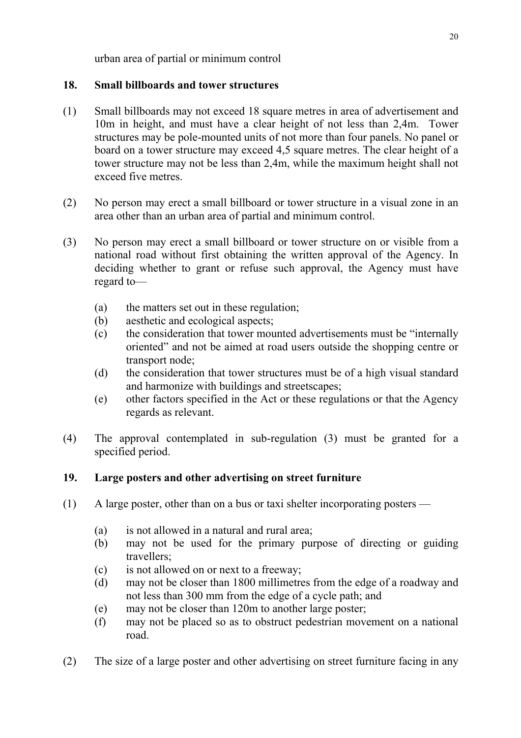urban area of partial or minimum control

## 18. Small billboards and tower structures

(1) Small billboards may not exceed 18 square metres in area of advertisement and 10m in height, and must have a clear height of not less than 2,4m. Tower structures may be pole-mounted units of not more than four panels. No panel or board on a tower structure may exceed 4,5 square metres. The clear height of a tower structure may not be less than 2,4m, while the maximum height shall not exceed five metres.

(2) No person may erect a small billboard or tower structure in a visual zone in an area other than an urban area of partial and minimum control.

(3) No person may erect a small billboard or tower structure on or visible from a national road without first obtaining the written approval of the Agency. In deciding whether to grant or refuse such approval, the Agency must have regard to—

- (a) the matters set out in these regulation;
- (b) aesthetic and ecological aspects;
- (c) the consideration that tower mounted advertisements must be "internally oriented" and not be aimed at road users outside the shopping centre or transport node;
- (d) the consideration that tower structures must be of a high visual standard and harmonize with buildings and streetscapes;
- (e) other factors specified in the Act or these regulations or that the Agency regards as relevant.

(4) The approval contemplated in sub-regulation (3) must be granted for a specified period.

## 19. Large posters and other advertising on street furniture

(1) A large poster, other than on a bus or taxi shelter incorporating posters —

- (a) is not allowed in a natural and rural area;
- (b) may not be used for the primary purpose of directing or guiding travellers;
- (c) is not allowed on or next to a freeway;
- (d) may not be closer than 1800 millimetres from the edge of a roadway and not less than 300 mm from the edge of a cycle path; and
- (e) may not be closer than 120m to another large poster;
- (f) may not be placed so as to obstruct pedestrian movement on a national road.

(2) The size of a large poster and other advertising on street furniture facing in any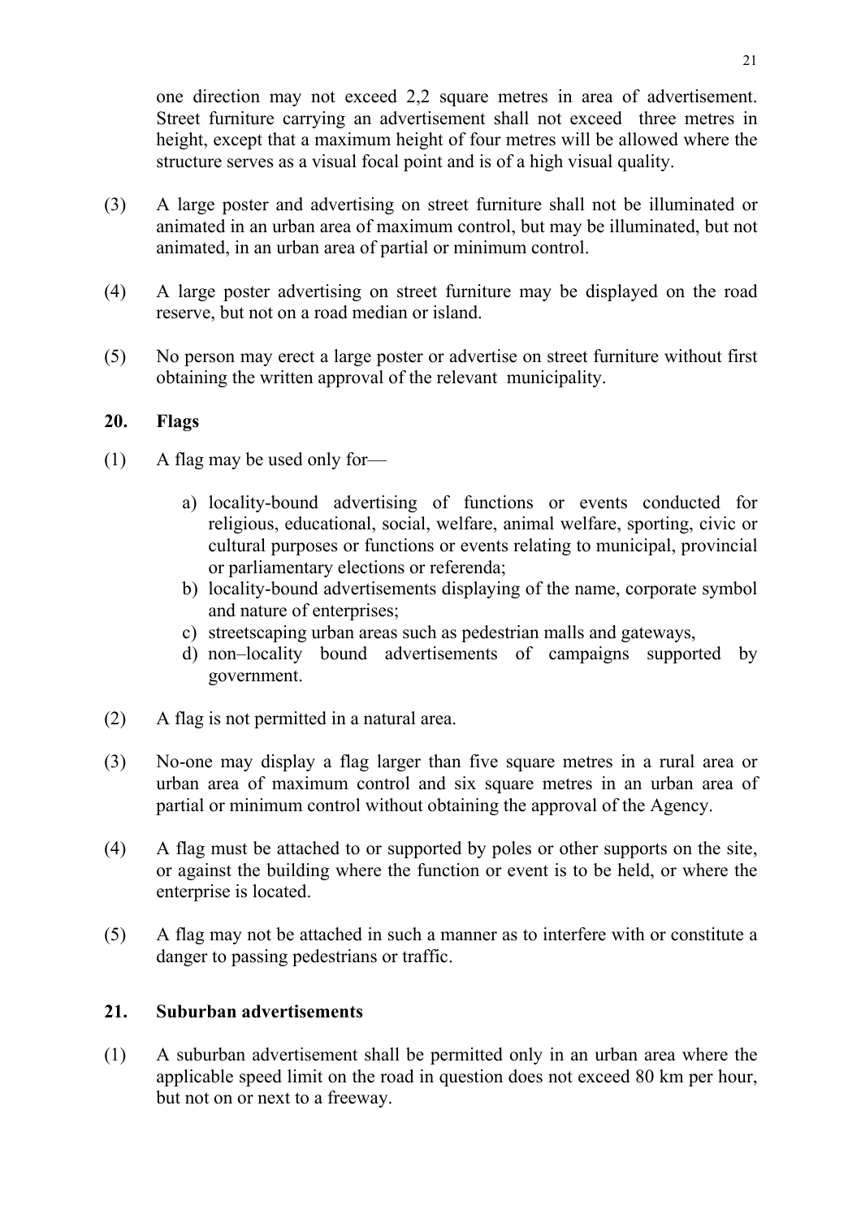one direction may not exceed 2,2 square metres in area of advertisement. Street furniture carrying an advertisement shall not exceed three metres in height, except that a maximum height of four metres will be allowed where the structure serves as a visual focal point and is of a high visual quality.

(3) A large poster and advertising on street furniture shall not be illuminated or animated in an urban area of maximum control, but may be illuminated, but not animated, in an urban area of partial or minimum control.

(4) A large poster advertising on street furniture may be displayed on the road reserve, but not on a road median or island.

(5) No person may erect a large poster or advertise on street furniture without first obtaining the written approval of the relevant municipality.

## 20. Flags

(1) A flag may be used only for—

a) locality-bound advertising of functions or events conducted for religious, educational, social, welfare, animal welfare, sporting, civic or cultural purposes or functions or events relating to municipal, provincial or parliamentary elections or referenda;
b) locality-bound advertisements displaying of the name, corporate symbol and nature of enterprises;
c) streetscaping urban areas such as pedestrian malls and gateways,
d) non–locality bound advertisements of campaigns supported by government.

(2) A flag is not permitted in a natural area.

(3) No-one may display a flag larger than five square metres in a rural area or urban area of maximum control and six square metres in an urban area of partial or minimum control without obtaining the approval of the Agency.

(4) A flag must be attached to or supported by poles or other supports on the site, or against the building where the function or event is to be held, or where the enterprise is located.

(5) A flag may not be attached in such a manner as to interfere with or constitute a danger to passing pedestrians or traffic.

## 21. Suburban advertisements

(1) A suburban advertisement shall be permitted only in an urban area where the applicable speed limit on the road in question does not exceed 80 km per hour, but not on or next to a freeway.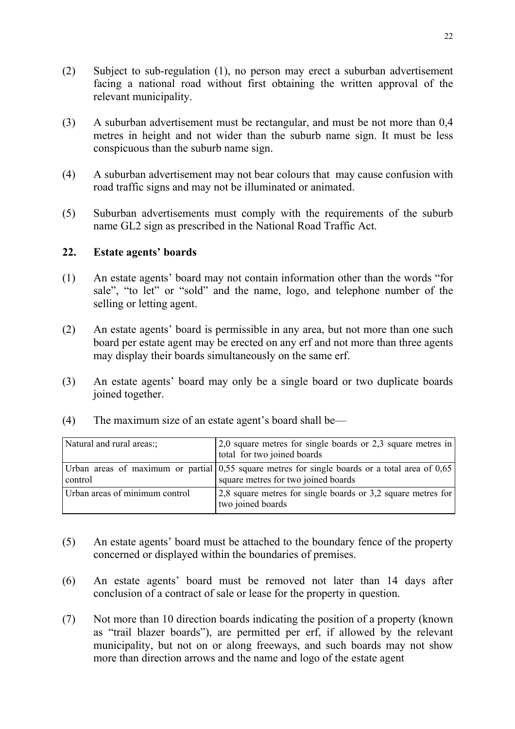(2) Subject to sub-regulation (1), no person may erect a suburban advertisement facing a national road without first obtaining the written approval of the relevant municipality.

(3) A suburban advertisement must be rectangular, and must be not more than 0,4 metres in height and not wider than the suburb name sign. It must be less conspicuous than the suburb name sign.

(4) A suburban advertisement may not bear colours that may cause confusion with road traffic signs and may not be illuminated or animated.

(5) Suburban advertisements must comply with the requirements of the suburb name GL2 sign as prescribed in the National Road Traffic Act.

## 22. Estate agents' boards

(1) An estate agents' board may not contain information other than the words "for sale", "to let" or "sold" and the name, logo, and telephone number of the selling or letting agent.

(2) An estate agents' board is permissible in any area, but not more than one such board per estate agent may be erected on any erf and not more than three agents may display their boards simultaneously on the same erf.

(3) An estate agents' board may only be a single board or two duplicate boards joined together.

(4) The maximum size of an estate agent's board shall be—

| | |
|---|---|
| Natural and rural areas:; | 2,0 square metres for single boards or 2,3 square metres in total for two joined boards |
| Urban areas of maximum or partial control | 0,55 square metres for single boards or a total area of 0,65 square metres for two joined boards |
| Urban areas of minimum control | 2,8 square metres for single boards or 3,2 square metres for two joined boards |

(5) An estate agents' board must be attached to the boundary fence of the property concerned or displayed within the boundaries of premises.

(6) An estate agents' board must be removed not later than 14 days after conclusion of a contract of sale or lease for the property in question.

(7) Not more than 10 direction boards indicating the position of a property (known as "trail blazer boards"), are permitted per erf, if allowed by the relevant municipality, but not on or along freeways, and such boards may not show more than direction arrows and the name and logo of the estate agent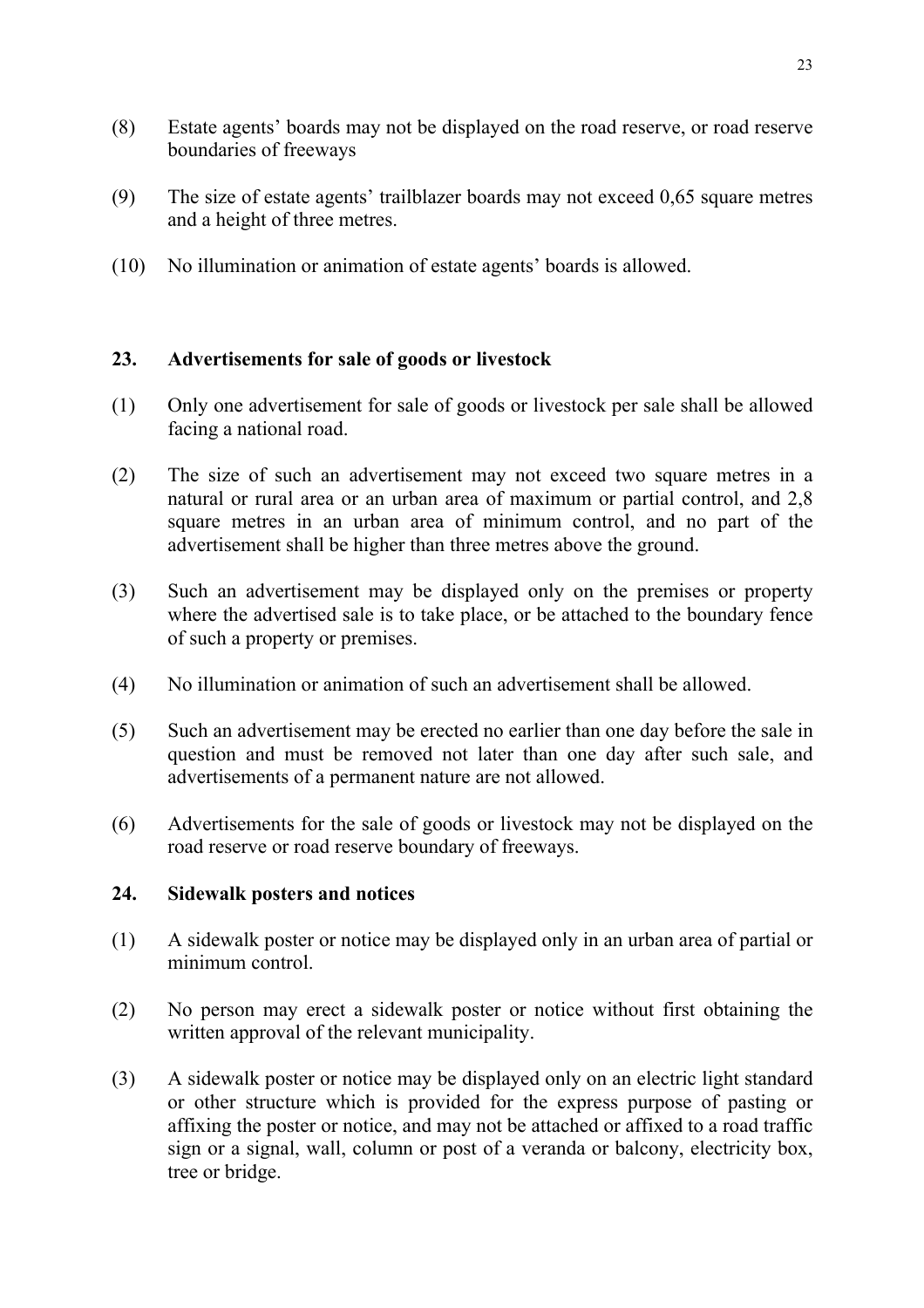(8) Estate agents' boards may not be displayed on the road reserve, or road reserve boundaries of freeways

(9) The size of estate agents' trailblazer boards may not exceed 0,65 square metres and a height of three metres.

(10) No illumination or animation of estate agents' boards is allowed.

## 23. Advertisements for sale of goods or livestock

(1) Only one advertisement for sale of goods or livestock per sale shall be allowed facing a national road.

(2) The size of such an advertisement may not exceed two square metres in a natural or rural area or an urban area of maximum or partial control, and 2,8 square metres in an urban area of minimum control, and no part of the advertisement shall be higher than three metres above the ground.

(3) Such an advertisement may be displayed only on the premises or property where the advertised sale is to take place, or be attached to the boundary fence of such a property or premises.

(4) No illumination or animation of such an advertisement shall be allowed.

(5) Such an advertisement may be erected no earlier than one day before the sale in question and must be removed not later than one day after such sale, and advertisements of a permanent nature are not allowed.

(6) Advertisements for the sale of goods or livestock may not be displayed on the road reserve or road reserve boundary of freeways.

## 24. Sidewalk posters and notices

(1) A sidewalk poster or notice may be displayed only in an urban area of partial or minimum control.

(2) No person may erect a sidewalk poster or notice without first obtaining the written approval of the relevant municipality.

(3) A sidewalk poster or notice may be displayed only on an electric light standard or other structure which is provided for the express purpose of pasting or affixing the poster or notice, and may not be attached or affixed to a road traffic sign or a signal, wall, column or post of a veranda or balcony, electricity box, tree or bridge.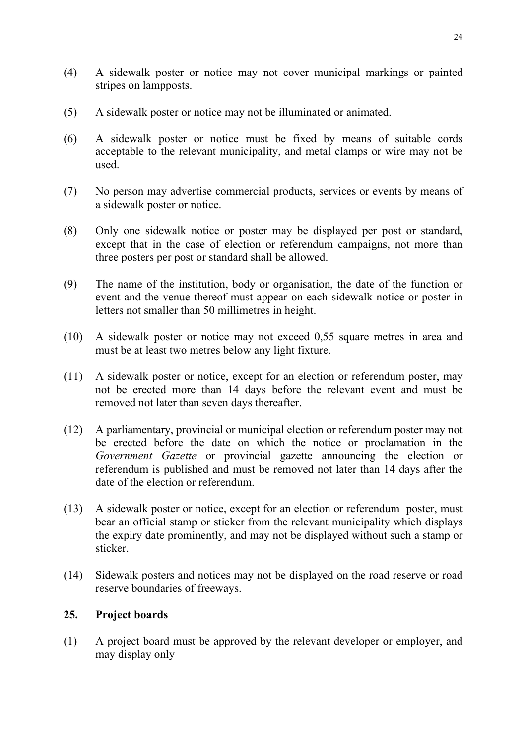(4) A sidewalk poster or notice may not cover municipal markings or painted stripes on lampposts.

(5) A sidewalk poster or notice may not be illuminated or animated.

(6) A sidewalk poster or notice must be fixed by means of suitable cords acceptable to the relevant municipality, and metal clamps or wire may not be used.

(7) No person may advertise commercial products, services or events by means of a sidewalk poster or notice.

(8) Only one sidewalk notice or poster may be displayed per post or standard, except that in the case of election or referendum campaigns, not more than three posters per post or standard shall be allowed.

(9) The name of the institution, body or organisation, the date of the function or event and the venue thereof must appear on each sidewalk notice or poster in letters not smaller than 50 millimetres in height.

(10) A sidewalk poster or notice may not exceed 0,55 square metres in area and must be at least two metres below any light fixture.

(11) A sidewalk poster or notice, except for an election or referendum poster, may not be erected more than 14 days before the relevant event and must be removed not later than seven days thereafter.

(12) A parliamentary, provincial or municipal election or referendum poster may not be erected before the date on which the notice or proclamation in the *Government Gazette* or provincial gazette announcing the election or referendum is published and must be removed not later than 14 days after the date of the election or referendum.

(13) A sidewalk poster or notice, except for an election or referendum poster, must bear an official stamp or sticker from the relevant municipality which displays the expiry date prominently, and may not be displayed without such a stamp or sticker.

(14) Sidewalk posters and notices may not be displayed on the road reserve or road reserve boundaries of freeways.

## 25. Project boards

(1) A project board must be approved by the relevant developer or employer, and may display only—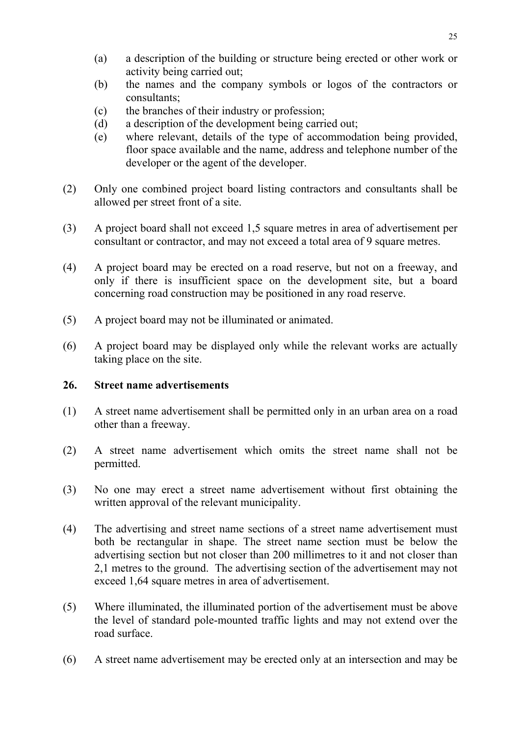(a) a description of the building or structure being erected or other work or activity being carried out;
(b) the names and the company symbols or logos of the contractors or consultants;
(c) the branches of their industry or profession;
(d) a description of the development being carried out;
(e) where relevant, details of the type of accommodation being provided, floor space available and the name, address and telephone number of the developer or the agent of the developer.

(2) Only one combined project board listing contractors and consultants shall be allowed per street front of a site.

(3) A project board shall not exceed 1,5 square metres in area of advertisement per consultant or contractor, and may not exceed a total area of 9 square metres.

(4) A project board may be erected on a road reserve, but not on a freeway, and only if there is insufficient space on the development site, but a board concerning road construction may be positioned in any road reserve.

(5) A project board may not be illuminated or animated.

(6) A project board may be displayed only while the relevant works are actually taking place on the site.

## 26. Street name advertisements

(1) A street name advertisement shall be permitted only in an urban area on a road other than a freeway.

(2) A street name advertisement which omits the street name shall not be permitted.

(3) No one may erect a street name advertisement without first obtaining the written approval of the relevant municipality.

(4) The advertising and street name sections of a street name advertisement must both be rectangular in shape. The street name section must be below the advertising section but not closer than 200 millimetres to it and not closer than 2,1 metres to the ground. The advertising section of the advertisement may not exceed 1,64 square metres in area of advertisement.

(5) Where illuminated, the illuminated portion of the advertisement must be above the level of standard pole-mounted traffic lights and may not extend over the road surface.

(6) A street name advertisement may be erected only at an intersection and may be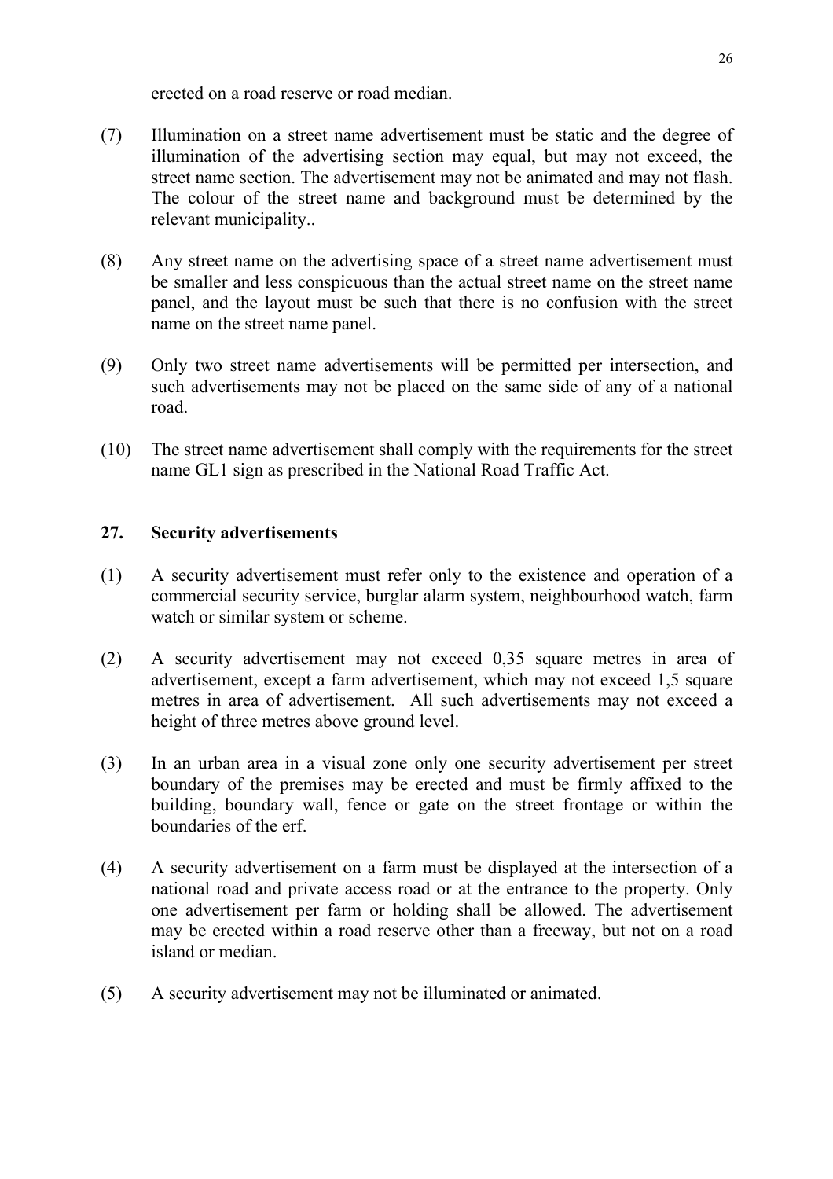erected on a road reserve or road median.

(7) Illumination on a street name advertisement must be static and the degree of illumination of the advertising section may equal, but may not exceed, the street name section. The advertisement may not be animated and may not flash. The colour of the street name and background must be determined by the relevant municipality..

(8) Any street name on the advertising space of a street name advertisement must be smaller and less conspicuous than the actual street name on the street name panel, and the layout must be such that there is no confusion with the street name on the street name panel.

(9) Only two street name advertisements will be permitted per intersection, and such advertisements may not be placed on the same side of any of a national road.

(10) The street name advertisement shall comply with the requirements for the street name GL1 sign as prescribed in the National Road Traffic Act.

## 27. Security advertisements

(1) A security advertisement must refer only to the existence and operation of a commercial security service, burglar alarm system, neighbourhood watch, farm watch or similar system or scheme.

(2) A security advertisement may not exceed 0,35 square metres in area of advertisement, except a farm advertisement, which may not exceed 1,5 square metres in area of advertisement. All such advertisements may not exceed a height of three metres above ground level.

(3) In an urban area in a visual zone only one security advertisement per street boundary of the premises may be erected and must be firmly affixed to the building, boundary wall, fence or gate on the street frontage or within the boundaries of the erf.

(4) A security advertisement on a farm must be displayed at the intersection of a national road and private access road or at the entrance to the property. Only one advertisement per farm or holding shall be allowed. The advertisement may be erected within a road reserve other than a freeway, but not on a road island or median.

(5) A security advertisement may not be illuminated or animated.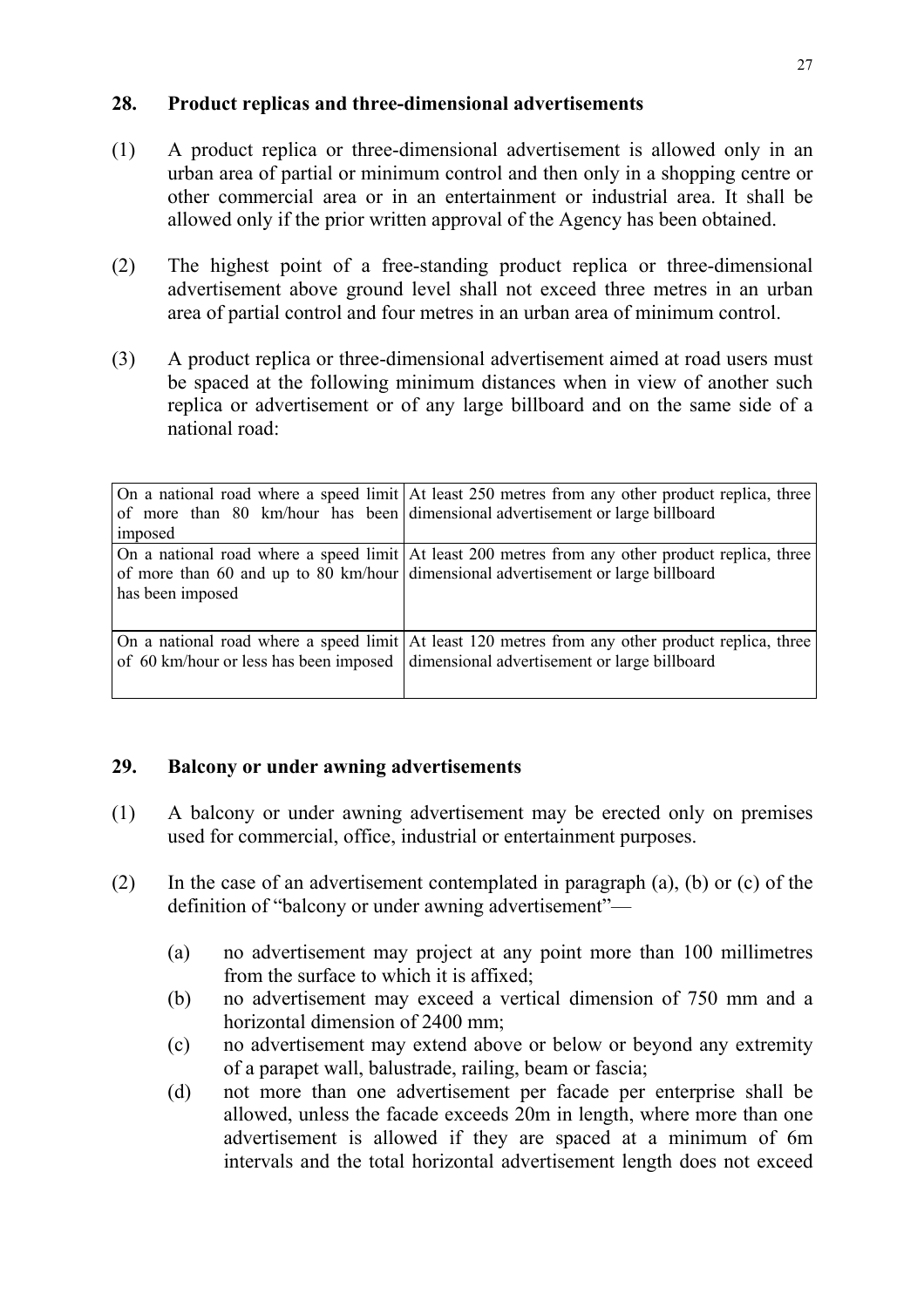## 28. Product replicas and three-dimensional advertisements

(1) A product replica or three-dimensional advertisement is allowed only in an urban area of partial or minimum control and then only in a shopping centre or other commercial area or in an entertainment or industrial area. It shall be allowed only if the prior written approval of the Agency has been obtained.

(2) The highest point of a free-standing product replica or three-dimensional advertisement above ground level shall not exceed three metres in an urban area of partial control and four metres in an urban area of minimum control.

(3) A product replica or three-dimensional advertisement aimed at road users must be spaced at the following minimum distances when in view of another such replica or advertisement or of any large billboard and on the same side of a national road:

| | |
|---|---|
| On a national road where a speed limit of more than 80 km/hour has been imposed | At least 250 metres from any other product replica, three dimensional advertisement or large billboard |
| On a national road where a speed limit of more than 60 and up to 80 km/hour has been imposed | At least 200 metres from any other product replica, three dimensional advertisement or large billboard |
| On a national road where a speed limit of 60 km/hour or less has been imposed | At least 120 metres from any other product replica, three dimensional advertisement or large billboard |

## 29. Balcony or under awning advertisements

(1) A balcony or under awning advertisement may be erected only on premises used for commercial, office, industrial or entertainment purposes.

(2) In the case of an advertisement contemplated in paragraph (a), (b) or (c) of the definition of "balcony or under awning advertisement"—

(a) no advertisement may project at any point more than 100 millimetres from the surface to which it is affixed;
(b) no advertisement may exceed a vertical dimension of 750 mm and a horizontal dimension of 2400 mm;
(c) no advertisement may extend above or below or beyond any extremity of a parapet wall, balustrade, railing, beam or fascia;
(d) not more than one advertisement per facade per enterprise shall be allowed, unless the facade exceeds 20m in length, where more than one advertisement is allowed if they are spaced at a minimum of 6m intervals and the total horizontal advertisement length does not exceed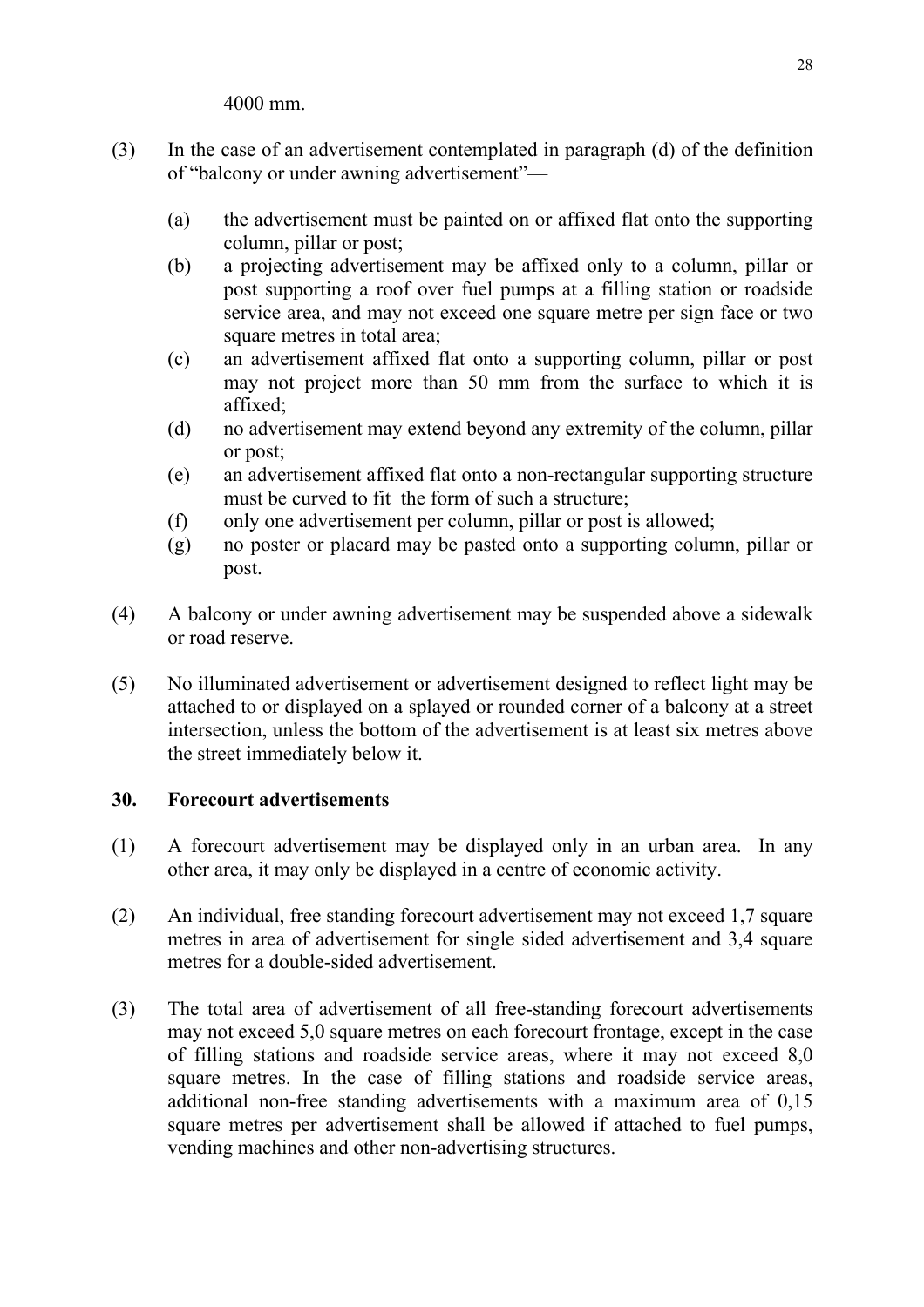4000 mm.

(3) In the case of an advertisement contemplated in paragraph (d) of the definition of "balcony or under awning advertisement"—

- (a) the advertisement must be painted on or affixed flat onto the supporting column, pillar or post;
- (b) a projecting advertisement may be affixed only to a column, pillar or post supporting a roof over fuel pumps at a filling station or roadside service area, and may not exceed one square metre per sign face or two square metres in total area;
- (c) an advertisement affixed flat onto a supporting column, pillar or post may not project more than 50 mm from the surface to which it is affixed;
- (d) no advertisement may extend beyond any extremity of the column, pillar or post;
- (e) an advertisement affixed flat onto a non-rectangular supporting structure must be curved to fit the form of such a structure;
- (f) only one advertisement per column, pillar or post is allowed;
- (g) no poster or placard may be pasted onto a supporting column, pillar or post.

(4) A balcony or under awning advertisement may be suspended above a sidewalk or road reserve.

(5) No illuminated advertisement or advertisement designed to reflect light may be attached to or displayed on a splayed or rounded corner of a balcony at a street intersection, unless the bottom of the advertisement is at least six metres above the street immediately below it.

## 30. Forecourt advertisements

(1) A forecourt advertisement may be displayed only in an urban area. In any other area, it may only be displayed in a centre of economic activity.

(2) An individual, free standing forecourt advertisement may not exceed 1,7 square metres in area of advertisement for single sided advertisement and 3,4 square metres for a double-sided advertisement.

(3) The total area of advertisement of all free-standing forecourt advertisements may not exceed 5,0 square metres on each forecourt frontage, except in the case of filling stations and roadside service areas, where it may not exceed 8,0 square metres. In the case of filling stations and roadside service areas, additional non-free standing advertisements with a maximum area of 0,15 square metres per advertisement shall be allowed if attached to fuel pumps, vending machines and other non-advertising structures.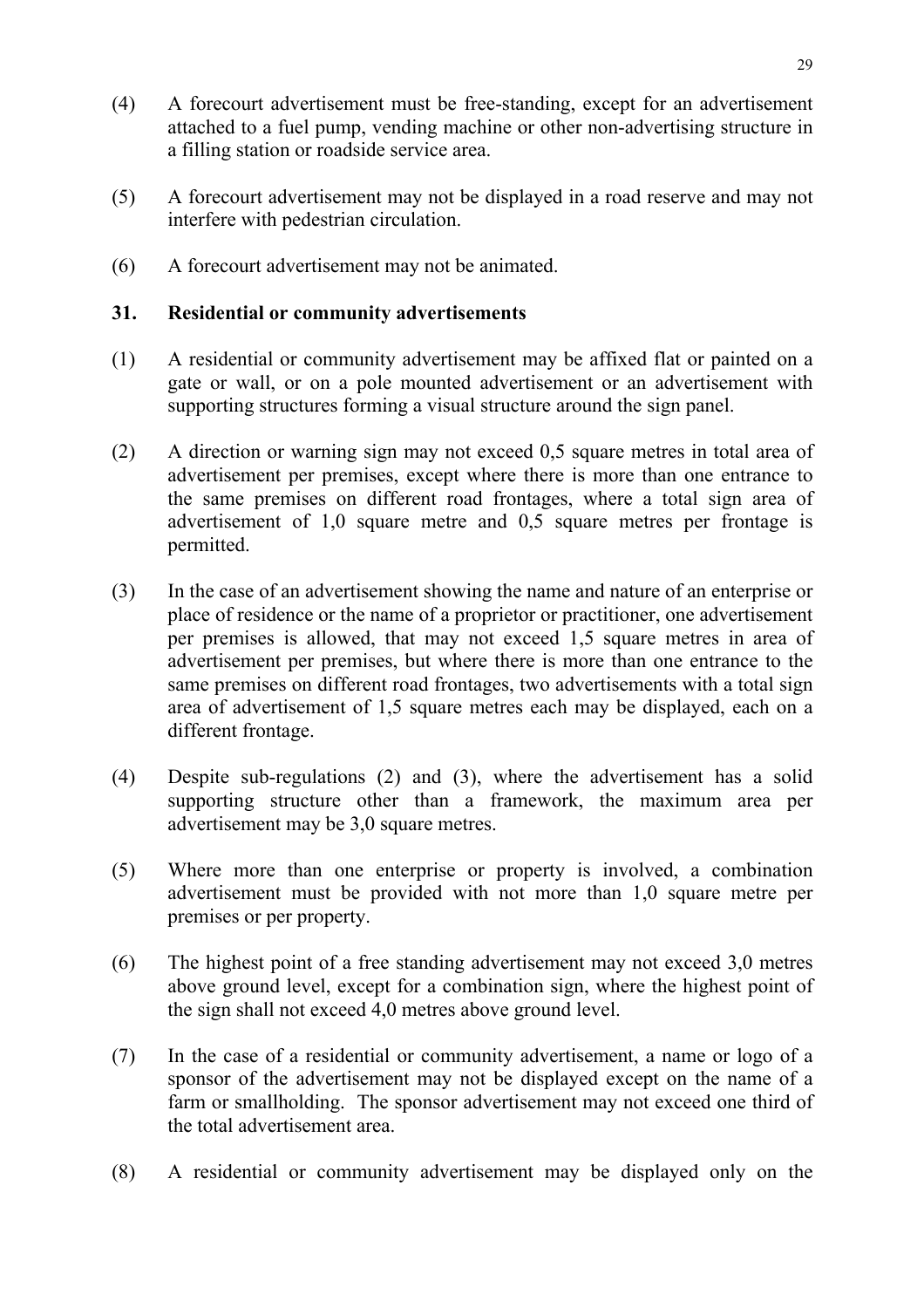(4) A forecourt advertisement must be free-standing, except for an advertisement attached to a fuel pump, vending machine or other non-advertising structure in a filling station or roadside service area.

(5) A forecourt advertisement may not be displayed in a road reserve and may not interfere with pedestrian circulation.

(6) A forecourt advertisement may not be animated.

## 31. Residential or community advertisements

(1) A residential or community advertisement may be affixed flat or painted on a gate or wall, or on a pole mounted advertisement or an advertisement with supporting structures forming a visual structure around the sign panel.

(2) A direction or warning sign may not exceed 0,5 square metres in total area of advertisement per premises, except where there is more than one entrance to the same premises on different road frontages, where a total sign area of advertisement of 1,0 square metre and 0,5 square metres per frontage is permitted.

(3) In the case of an advertisement showing the name and nature of an enterprise or place of residence or the name of a proprietor or practitioner, one advertisement per premises is allowed, that may not exceed 1,5 square metres in area of advertisement per premises, but where there is more than one entrance to the same premises on different road frontages, two advertisements with a total sign area of advertisement of 1,5 square metres each may be displayed, each on a different frontage.

(4) Despite sub-regulations (2) and (3), where the advertisement has a solid supporting structure other than a framework, the maximum area per advertisement may be 3,0 square metres.

(5) Where more than one enterprise or property is involved, a combination advertisement must be provided with not more than 1,0 square metre per premises or per property.

(6) The highest point of a free standing advertisement may not exceed 3,0 metres above ground level, except for a combination sign, where the highest point of the sign shall not exceed 4,0 metres above ground level.

(7) In the case of a residential or community advertisement, a name or logo of a sponsor of the advertisement may not be displayed except on the name of a farm or smallholding. The sponsor advertisement may not exceed one third of the total advertisement area.

(8) A residential or community advertisement may be displayed only on the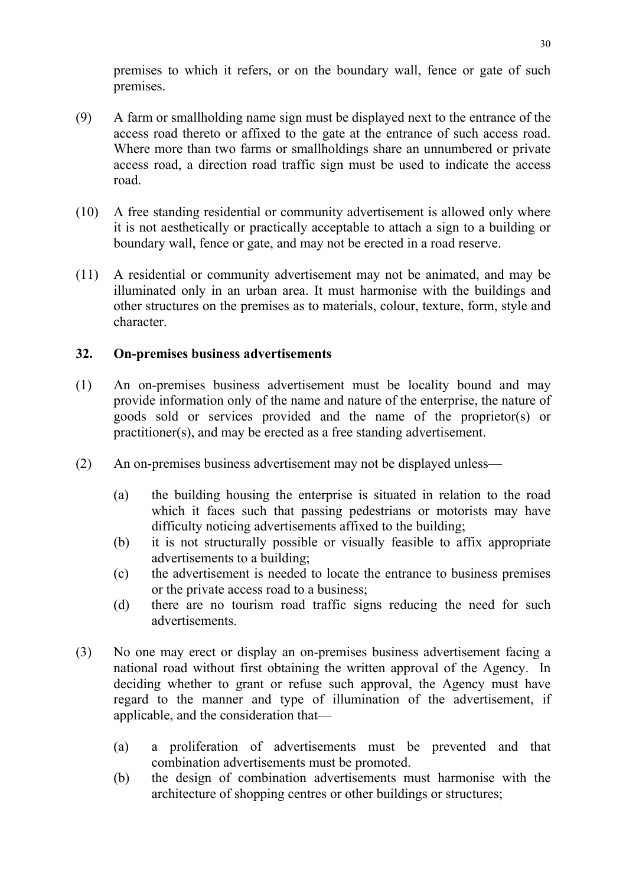premises to which it refers, or on the boundary wall, fence or gate of such premises.

(9) A farm or smallholding name sign must be displayed next to the entrance of the access road thereto or affixed to the gate at the entrance of such access road. Where more than two farms or smallholdings share an unnumbered or private access road, a direction road traffic sign must be used to indicate the access road.

(10) A free standing residential or community advertisement is allowed only where it is not aesthetically or practically acceptable to attach a sign to a building or boundary wall, fence or gate, and may not be erected in a road reserve.

(11) A residential or community advertisement may not be animated, and may be illuminated only in an urban area. It must harmonise with the buildings and other structures on the premises as to materials, colour, texture, form, style and character.

### 32. On-premises business advertisements

(1) An on-premises business advertisement must be locality bound and may provide information only of the name and nature of the enterprise, the nature of goods sold or services provided and the name of the proprietor(s) or practitioner(s), and may be erected as a free standing advertisement.

(2) An on-premises business advertisement may not be displayed unless—

(a) the building housing the enterprise is situated in relation to the road which it faces such that passing pedestrians or motorists may have difficulty noticing advertisements affixed to the building;
(b) it is not structurally possible or visually feasible to affix appropriate advertisements to a building;
(c) the advertisement is needed to locate the entrance to business premises or the private access road to a business;
(d) there are no tourism road traffic signs reducing the need for such advertisements.

(3) No one may erect or display an on-premises business advertisement facing a national road without first obtaining the written approval of the Agency. In deciding whether to grant or refuse such approval, the Agency must have regard to the manner and type of illumination of the advertisement, if applicable, and the consideration that—

(a) a proliferation of advertisements must be prevented and that combination advertisements must be promoted.
(b) the design of combination advertisements must harmonise with the architecture of shopping centres or other buildings or structures;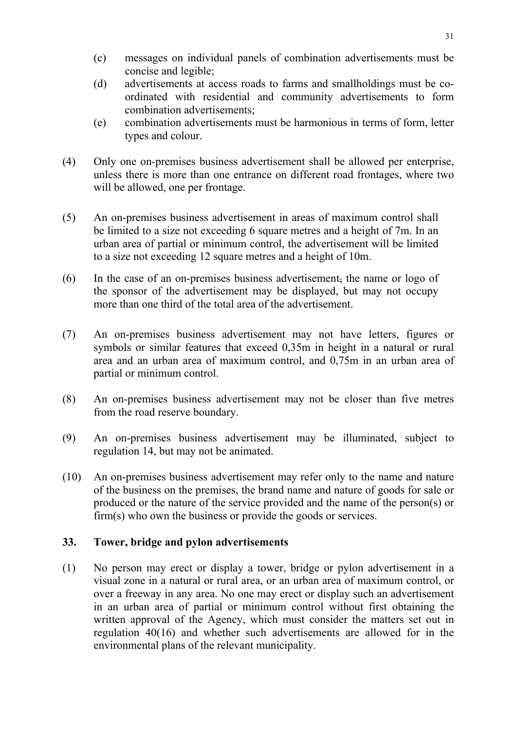(c) messages on individual panels of combination advertisements must be concise and legible;

(d) advertisements at access roads to farms and smallholdings must be co-ordinated with residential and community advertisements to form combination advertisements;

(e) combination advertisements must be harmonious in terms of form, letter types and colour.

(4) Only one on-premises business advertisement shall be allowed per enterprise, unless there is more than one entrance on different road frontages, where two will be allowed, one per frontage.

(5) An on-premises business advertisement in areas of maximum control shall be limited to a size not exceeding 6 square metres and a height of 7m. In an urban area of partial or minimum control, the advertisement will be limited to a size not exceeding 12 square metres and a height of 10m.

(6) In the case of an on-premises business advertisement, the name or logo of the sponsor of the advertisement may be displayed, but may not occupy more than one third of the total area of the advertisement.

(7) An on-premises business advertisement may not have letters, figures or symbols or similar features that exceed 0,35m in height in a natural or rural area and an urban area of maximum control, and 0,75m in an urban area of partial or minimum control.

(8) An on-premises business advertisement may not be closer than five metres from the road reserve boundary.

(9) An on-premises business advertisement may be illuminated, subject to regulation 14, but may not be animated.

(10) An on-premises business advertisement may refer only to the name and nature of the business on the premises, the brand name and nature of goods for sale or produced or the nature of the service provided and the name of the person(s) or firm(s) who own the business or provide the goods or services.

## 33. Tower, bridge and pylon advertisements

(1) No person may erect or display a tower, bridge or pylon advertisement in a visual zone in a natural or rural area, or an urban area of maximum control, or over a freeway in any area. No one may erect or display such an advertisement in an urban area of partial or minimum control without first obtaining the written approval of the Agency, which must consider the matters set out in regulation 40(16) and whether such advertisements are allowed for in the environmental plans of the relevant municipality.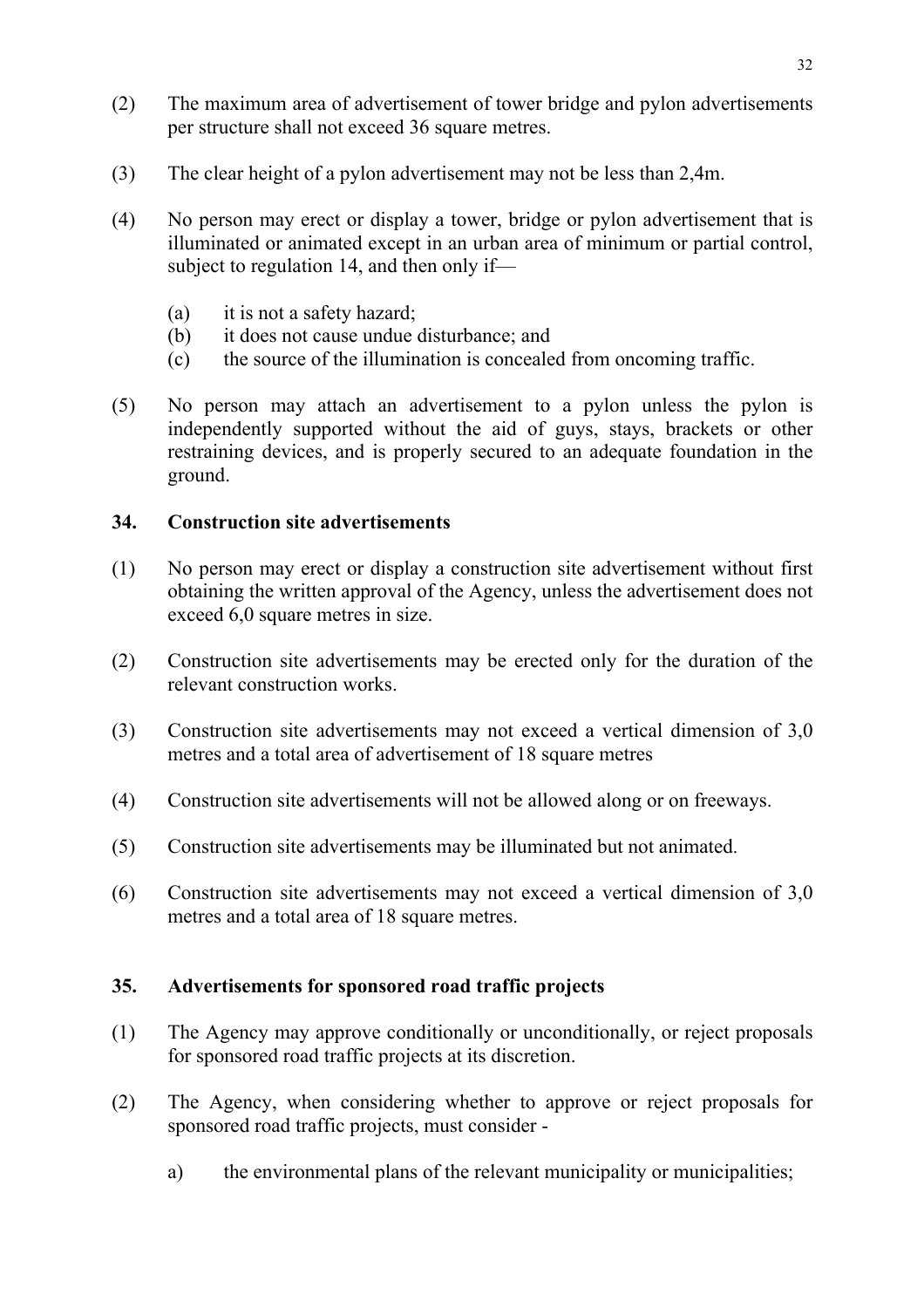(2) The maximum area of advertisement of tower bridge and pylon advertisements per structure shall not exceed 36 square metres.

(3) The clear height of a pylon advertisement may not be less than 2,4m.

(4) No person may erect or display a tower, bridge or pylon advertisement that is illuminated or animated except in an urban area of minimum or partial control, subject to regulation 14, and then only if—

   (a) it is not a safety hazard;
   (b) it does not cause undue disturbance; and
   (c) the source of the illumination is concealed from oncoming traffic.

(5) No person may attach an advertisement to a pylon unless the pylon is independently supported without the aid of guys, stays, brackets or other restraining devices, and is properly secured to an adequate foundation in the ground.

## 34. Construction site advertisements

(1) No person may erect or display a construction site advertisement without first obtaining the written approval of the Agency, unless the advertisement does not exceed 6,0 square metres in size.

(2) Construction site advertisements may be erected only for the duration of the relevant construction works.

(3) Construction site advertisements may not exceed a vertical dimension of 3,0 metres and a total area of advertisement of 18 square metres

(4) Construction site advertisements will not be allowed along or on freeways.

(5) Construction site advertisements may be illuminated but not animated.

(6) Construction site advertisements may not exceed a vertical dimension of 3,0 metres and a total area of 18 square metres.

## 35. Advertisements for sponsored road traffic projects

(1) The Agency may approve conditionally or unconditionally, or reject proposals for sponsored road traffic projects at its discretion.

(2) The Agency, when considering whether to approve or reject proposals for sponsored road traffic projects, must consider -

   a) the environmental plans of the relevant municipality or municipalities;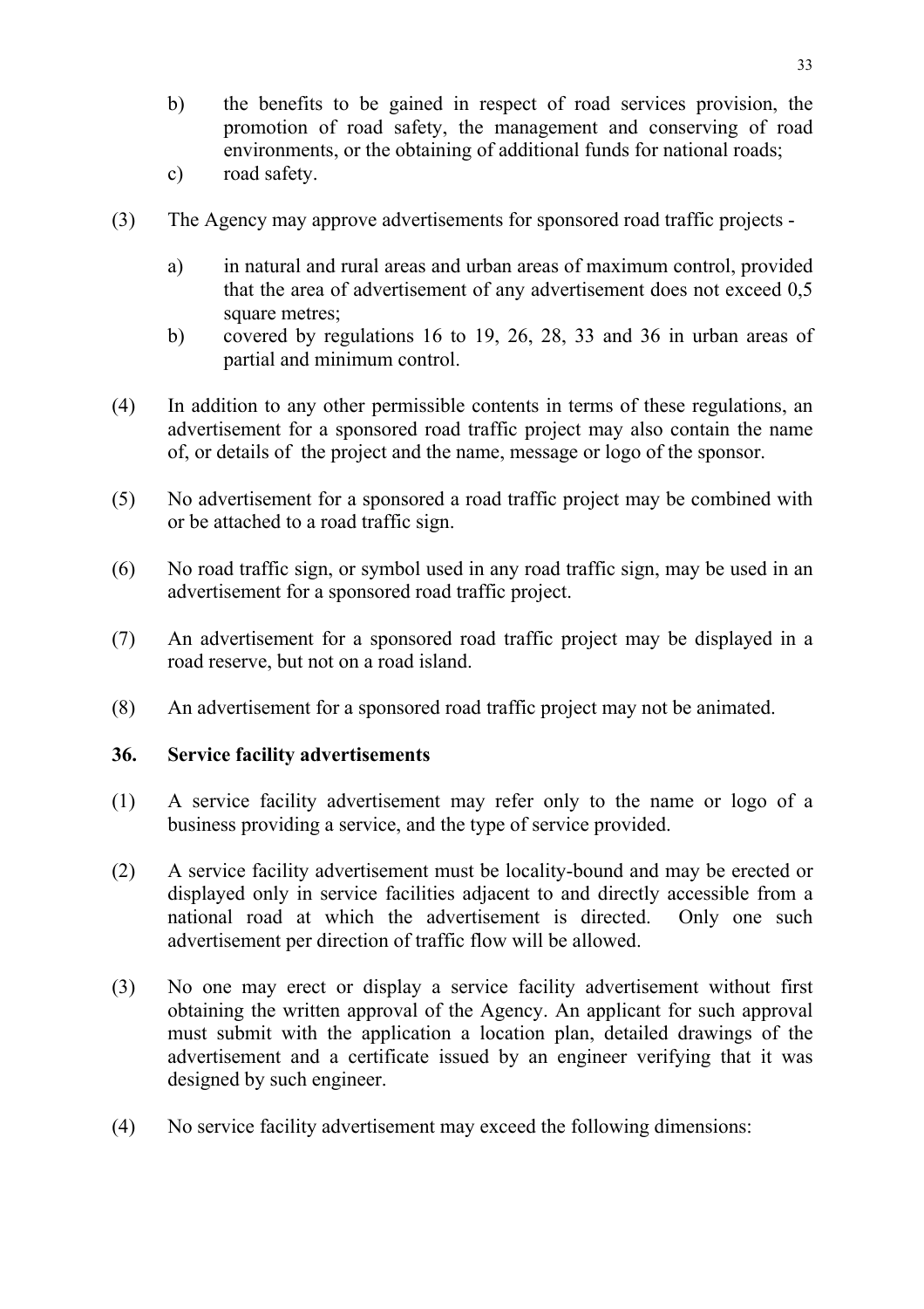b) the benefits to be gained in respect of road services provision, the promotion of road safety, the management and conserving of road environments, or the obtaining of additional funds for national roads;

c) road safety.

(3) The Agency may approve advertisements for sponsored road traffic projects -

a) in natural and rural areas and urban areas of maximum control, provided that the area of advertisement of any advertisement does not exceed 0,5 square metres;

b) covered by regulations 16 to 19, 26, 28, 33 and 36 in urban areas of partial and minimum control.

(4) In addition to any other permissible contents in terms of these regulations, an advertisement for a sponsored road traffic project may also contain the name of, or details of the project and the name, message or logo of the sponsor.

(5) No advertisement for a sponsored a road traffic project may be combined with or be attached to a road traffic sign.

(6) No road traffic sign, or symbol used in any road traffic sign, may be used in an advertisement for a sponsored road traffic project.

(7) An advertisement for a sponsored road traffic project may be displayed in a road reserve, but not on a road island.

(8) An advertisement for a sponsored road traffic project may not be animated.

## 36. Service facility advertisements

(1) A service facility advertisement may refer only to the name or logo of a business providing a service, and the type of service provided.

(2) A service facility advertisement must be locality-bound and may be erected or displayed only in service facilities adjacent to and directly accessible from a national road at which the advertisement is directed. Only one such advertisement per direction of traffic flow will be allowed.

(3) No one may erect or display a service facility advertisement without first obtaining the written approval of the Agency. An applicant for such approval must submit with the application a location plan, detailed drawings of the advertisement and a certificate issued by an engineer verifying that it was designed by such engineer.

(4) No service facility advertisement may exceed the following dimensions: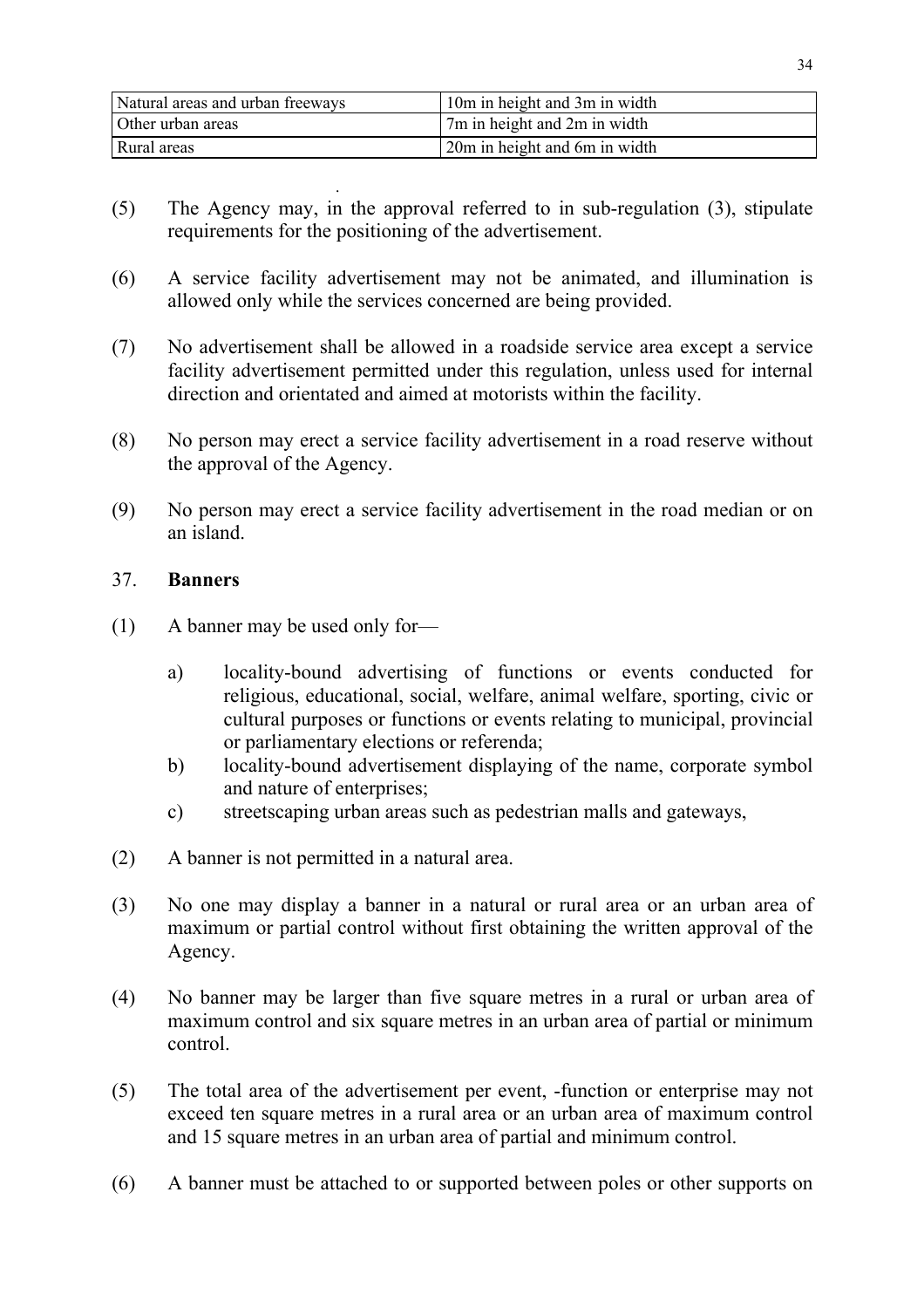| Natural areas and urban freeways | 10m in height and 3m in width |
|---|---|
| Other urban areas | 7m in height and 2m in width |
| Rural areas | 20m in height and 6m in width |

(5) The Agency may, in the approval referred to in sub-regulation (3), stipulate requirements for the positioning of the advertisement.

(6) A service facility advertisement may not be animated, and illumination is allowed only while the services concerned are being provided.

(7) No advertisement shall be allowed in a roadside service area except a service facility advertisement permitted under this regulation, unless used for internal direction and orientated and aimed at motorists within the facility.

(8) No person may erect a service facility advertisement in a road reserve without the approval of the Agency.

(9) No person may erect a service facility advertisement in the road median or on an island.

37. **Banners**

(1) A banner may be used only for—

a) locality-bound advertising of functions or events conducted for religious, educational, social, welfare, animal welfare, sporting, civic or cultural purposes or functions or events relating to municipal, provincial or parliamentary elections or referenda;
b) locality-bound advertisement displaying of the name, corporate symbol and nature of enterprises;
c) streetscaping urban areas such as pedestrian malls and gateways,

(2) A banner is not permitted in a natural area.

(3) No one may display a banner in a natural or rural area or an urban area of maximum or partial control without first obtaining the written approval of the Agency.

(4) No banner may be larger than five square metres in a rural or urban area of maximum control and six square metres in an urban area of partial or minimum control.

(5) The total area of the advertisement per event, -function or enterprise may not exceed ten square metres in a rural area or an urban area of maximum control and 15 square metres in an urban area of partial and minimum control.

(6) A banner must be attached to or supported between poles or other supports on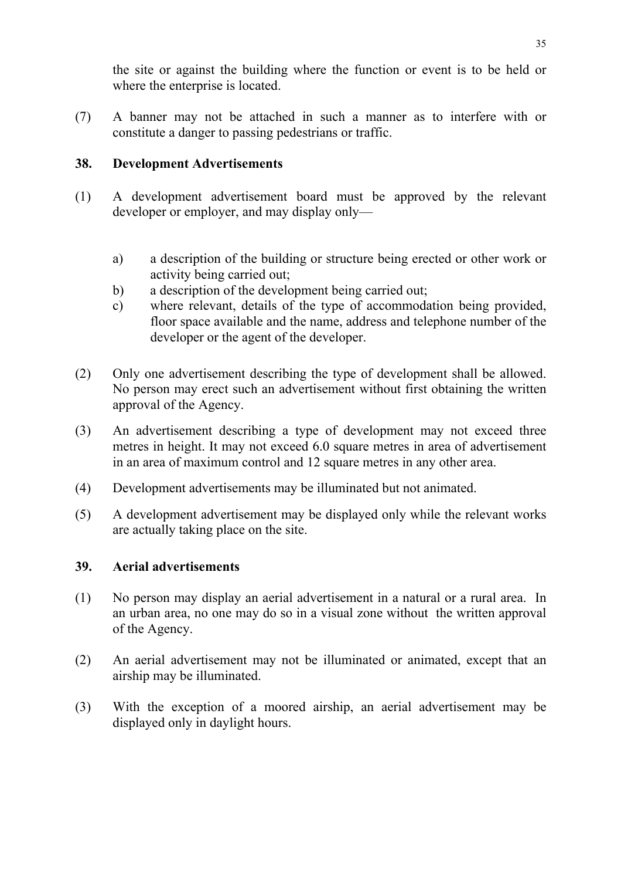the site or against the building where the function or event is to be held or where the enterprise is located.

(7) A banner may not be attached in such a manner as to interfere with or constitute a danger to passing pedestrians or traffic.

## 38. Development Advertisements

(1) A development advertisement board must be approved by the relevant developer or employer, and may display only—

  a) a description of the building or structure being erected or other work or activity being carried out;
  b) a description of the development being carried out;
  c) where relevant, details of the type of accommodation being provided, floor space available and the name, address and telephone number of the developer or the agent of the developer.

(2) Only one advertisement describing the type of development shall be allowed. No person may erect such an advertisement without first obtaining the written approval of the Agency.

(3) An advertisement describing a type of development may not exceed three metres in height. It may not exceed 6.0 square metres in area of advertisement in an area of maximum control and 12 square metres in any other area.

(4) Development advertisements may be illuminated but not animated.

(5) A development advertisement may be displayed only while the relevant works are actually taking place on the site.

## 39. Aerial advertisements

(1) No person may display an aerial advertisement in a natural or a rural area. In an urban area, no one may do so in a visual zone without the written approval of the Agency.

(2) An aerial advertisement may not be illuminated or animated, except that an airship may be illuminated.

(3) With the exception of a moored airship, an aerial advertisement may be displayed only in daylight hours.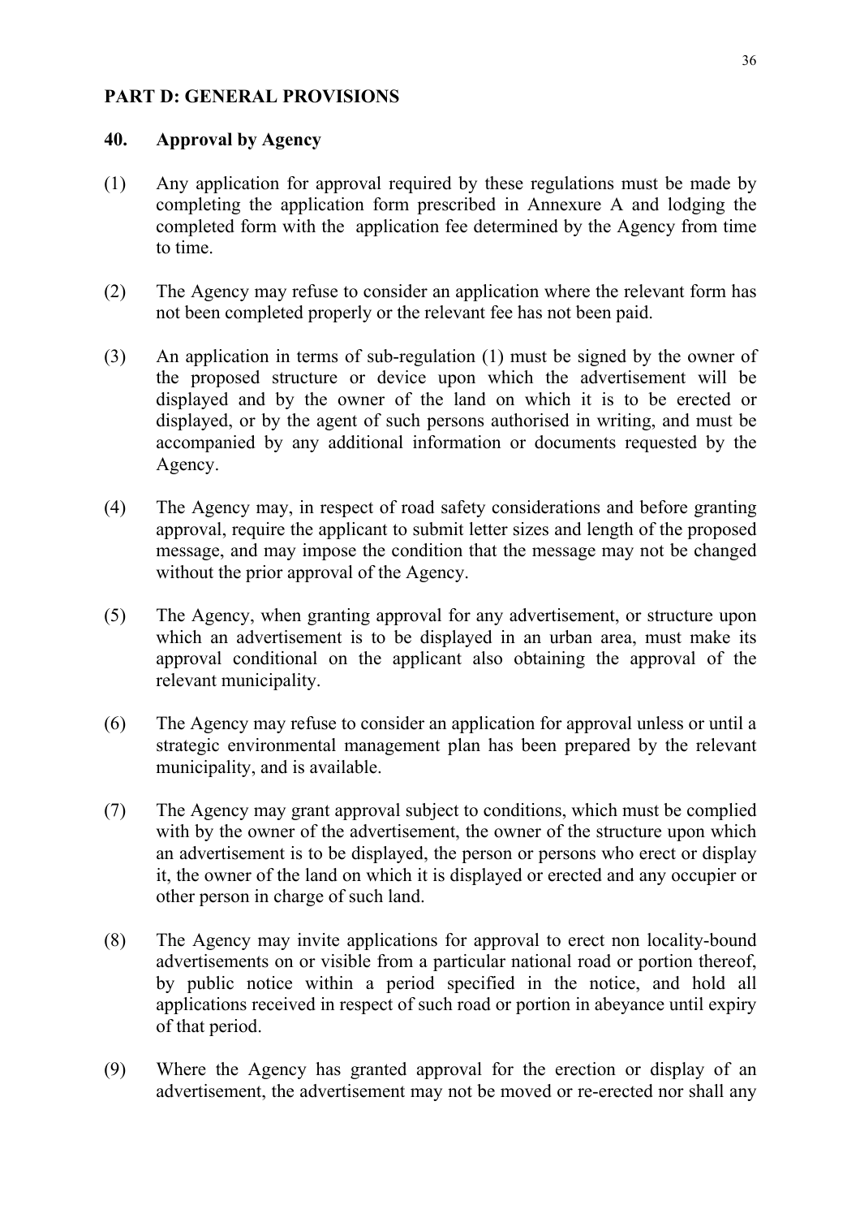## PART D: GENERAL PROVISIONS

### 40. Approval by Agency

(1) Any application for approval required by these regulations must be made by completing the application form prescribed in Annexure A and lodging the completed form with the application fee determined by the Agency from time to time.

(2) The Agency may refuse to consider an application where the relevant form has not been completed properly or the relevant fee has not been paid.

(3) An application in terms of sub-regulation (1) must be signed by the owner of the proposed structure or device upon which the advertisement will be displayed and by the owner of the land on which it is to be erected or displayed, or by the agent of such persons authorised in writing, and must be accompanied by any additional information or documents requested by the Agency.

(4) The Agency may, in respect of road safety considerations and before granting approval, require the applicant to submit letter sizes and length of the proposed message, and may impose the condition that the message may not be changed without the prior approval of the Agency.

(5) The Agency, when granting approval for any advertisement, or structure upon which an advertisement is to be displayed in an urban area, must make its approval conditional on the applicant also obtaining the approval of the relevant municipality.

(6) The Agency may refuse to consider an application for approval unless or until a strategic environmental management plan has been prepared by the relevant municipality, and is available.

(7) The Agency may grant approval subject to conditions, which must be complied with by the owner of the advertisement, the owner of the structure upon which an advertisement is to be displayed, the person or persons who erect or display it, the owner of the land on which it is displayed or erected and any occupier or other person in charge of such land.

(8) The Agency may invite applications for approval to erect non locality-bound advertisements on or visible from a particular national road or portion thereof, by public notice within a period specified in the notice, and hold all applications received in respect of such road or portion in abeyance until expiry of that period.

(9) Where the Agency has granted approval for the erection or display of an advertisement, the advertisement may not be moved or re-erected nor shall any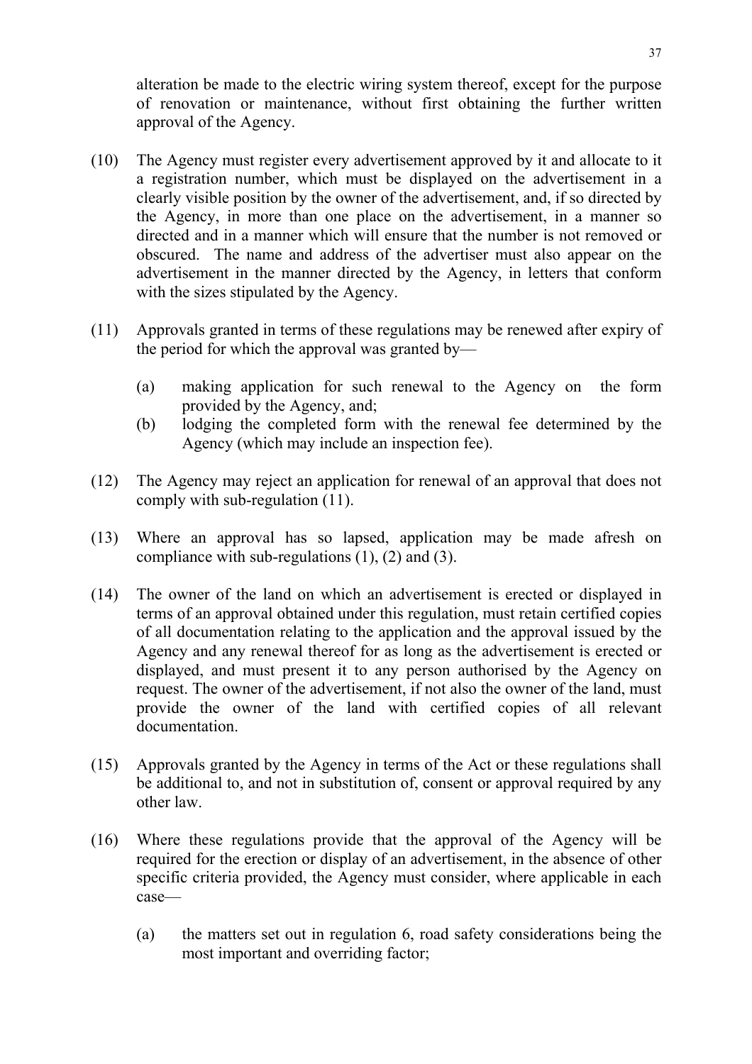alteration be made to the electric wiring system thereof, except for the purpose of renovation or maintenance, without first obtaining the further written approval of the Agency.

(10) The Agency must register every advertisement approved by it and allocate to it a registration number, which must be displayed on the advertisement in a clearly visible position by the owner of the advertisement, and, if so directed by the Agency, in more than one place on the advertisement, in a manner so directed and in a manner which will ensure that the number is not removed or obscured. The name and address of the advertiser must also appear on the advertisement in the manner directed by the Agency, in letters that conform with the sizes stipulated by the Agency.

(11) Approvals granted in terms of these regulations may be renewed after expiry of the period for which the approval was granted by—

(a) making application for such renewal to the Agency on the form provided by the Agency, and;

(b) lodging the completed form with the renewal fee determined by the Agency (which may include an inspection fee).

(12) The Agency may reject an application for renewal of an approval that does not comply with sub-regulation (11).

(13) Where an approval has so lapsed, application may be made afresh on compliance with sub-regulations (1), (2) and (3).

(14) The owner of the land on which an advertisement is erected or displayed in terms of an approval obtained under this regulation, must retain certified copies of all documentation relating to the application and the approval issued by the Agency and any renewal thereof for as long as the advertisement is erected or displayed, and must present it to any person authorised by the Agency on request. The owner of the advertisement, if not also the owner of the land, must provide the owner of the land with certified copies of all relevant documentation.

(15) Approvals granted by the Agency in terms of the Act or these regulations shall be additional to, and not in substitution of, consent or approval required by any other law.

(16) Where these regulations provide that the approval of the Agency will be required for the erection or display of an advertisement, in the absence of other specific criteria provided, the Agency must consider, where applicable in each case—

(a) the matters set out in regulation 6, road safety considerations being the most important and overriding factor;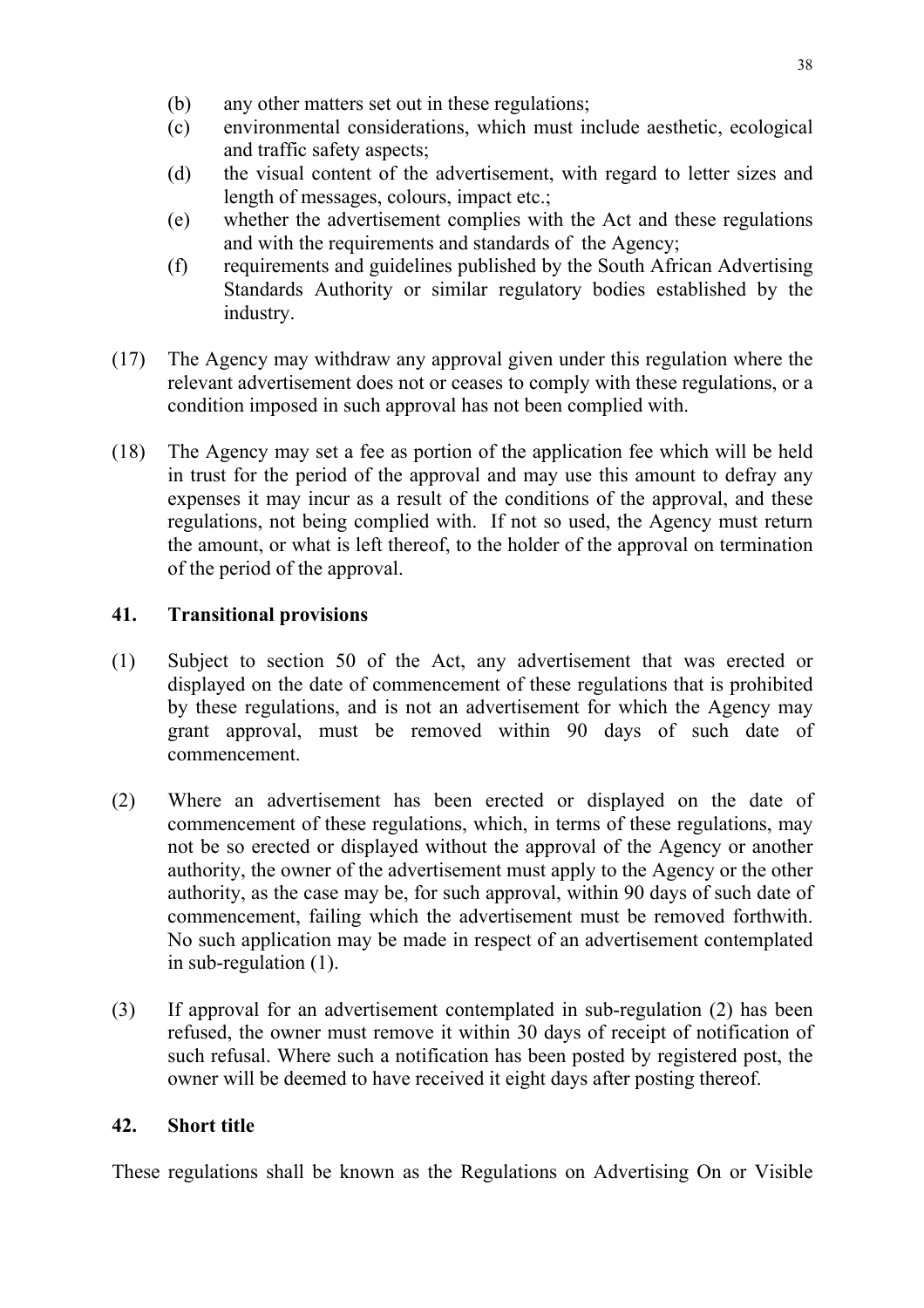(b) any other matters set out in these regulations;
(c) environmental considerations, which must include aesthetic, ecological and traffic safety aspects;
(d) the visual content of the advertisement, with regard to letter sizes and length of messages, colours, impact etc.;
(e) whether the advertisement complies with the Act and these regulations and with the requirements and standards of the Agency;
(f) requirements and guidelines published by the South African Advertising Standards Authority or similar regulatory bodies established by the industry.

(17) The Agency may withdraw any approval given under this regulation where the relevant advertisement does not or ceases to comply with these regulations, or a condition imposed in such approval has not been complied with.

(18) The Agency may set a fee as portion of the application fee which will be held in trust for the period of the approval and may use this amount to defray any expenses it may incur as a result of the conditions of the approval, and these regulations, not being complied with. If not so used, the Agency must return the amount, or what is left thereof, to the holder of the approval on termination of the period of the approval.

## 41. Transitional provisions

(1) Subject to section 50 of the Act, any advertisement that was erected or displayed on the date of commencement of these regulations that is prohibited by these regulations, and is not an advertisement for which the Agency may grant approval, must be removed within 90 days of such date of commencement.

(2) Where an advertisement has been erected or displayed on the date of commencement of these regulations, which, in terms of these regulations, may not be so erected or displayed without the approval of the Agency or another authority, the owner of the advertisement must apply to the Agency or the other authority, as the case may be, for such approval, within 90 days of such date of commencement, failing which the advertisement must be removed forthwith. No such application may be made in respect of an advertisement contemplated in sub-regulation (1).

(3) If approval for an advertisement contemplated in sub-regulation (2) has been refused, the owner must remove it within 30 days of receipt of notification of such refusal. Where such a notification has been posted by registered post, the owner will be deemed to have received it eight days after posting thereof.

## 42. Short title

These regulations shall be known as the Regulations on Advertising On or Visible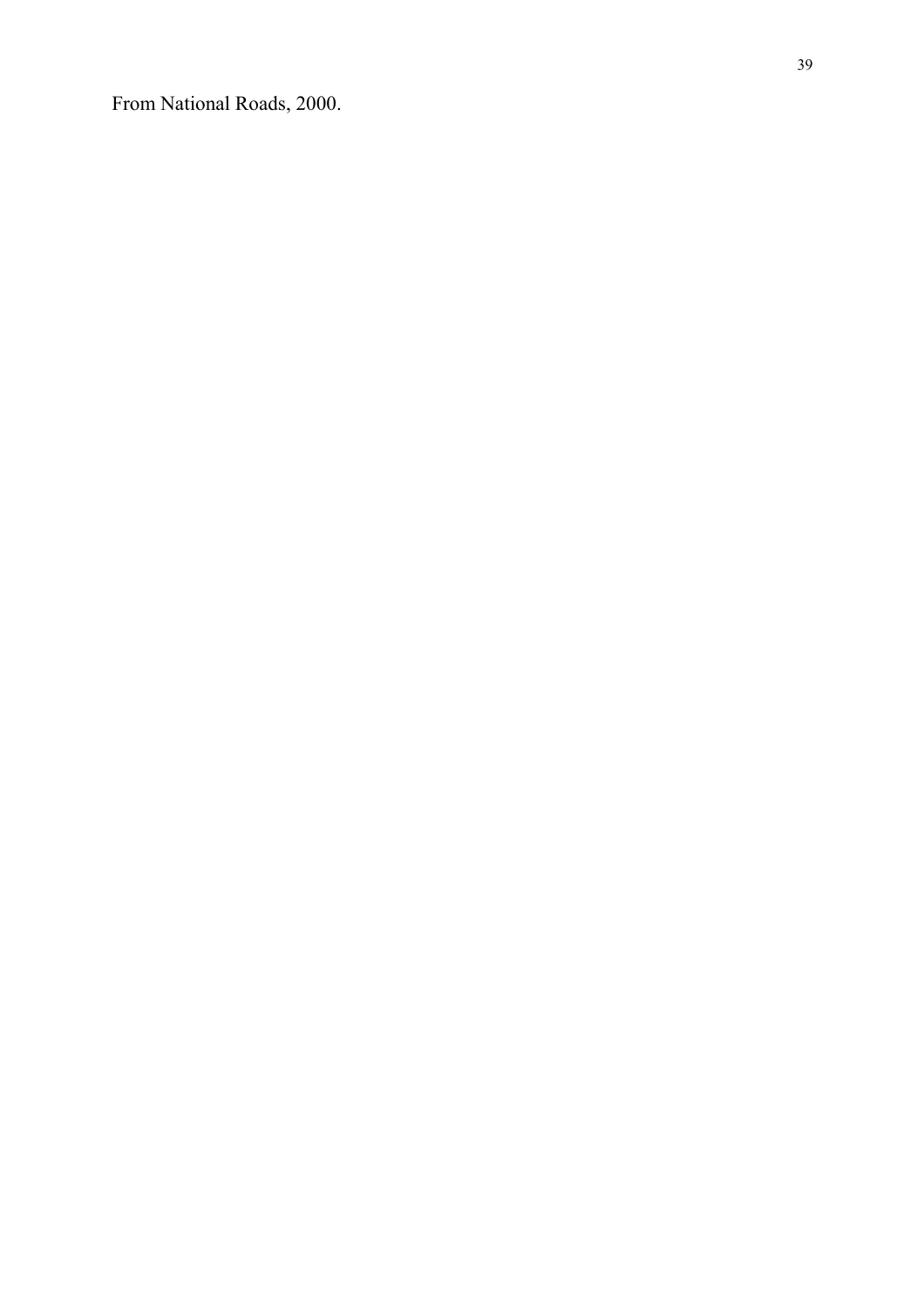From National Roads, 2000.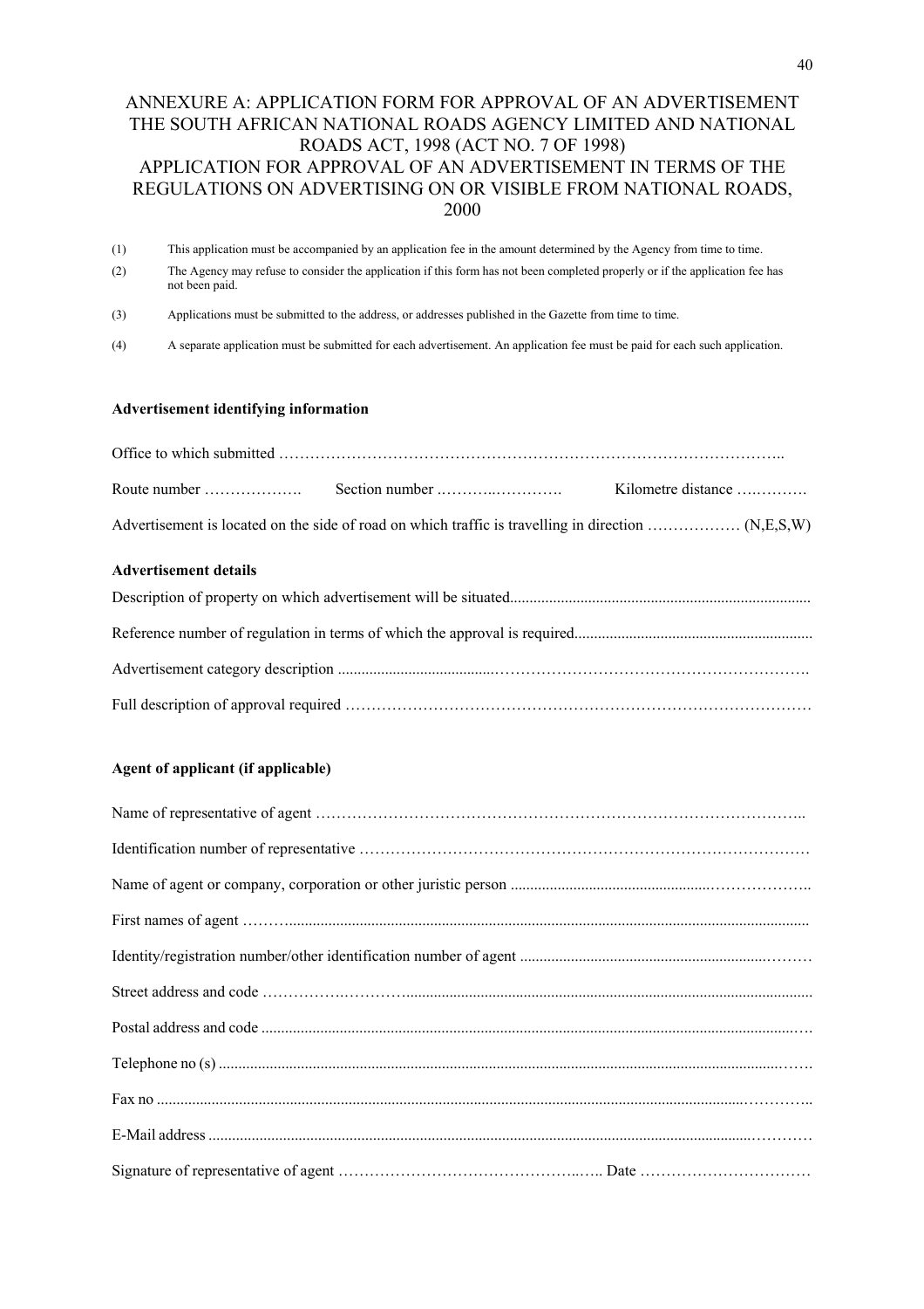# ANNEXURE A: APPLICATION FORM FOR APPROVAL OF AN ADVERTISEMENT THE SOUTH AFRICAN NATIONAL ROADS AGENCY LIMITED AND NATIONAL ROADS ACT, 1998 (ACT NO. 7 OF 1998) APPLICATION FOR APPROVAL OF AN ADVERTISEMENT IN TERMS OF THE REGULATIONS ON ADVERTISING ON OR VISIBLE FROM NATIONAL ROADS, 2000

(1) This application must be accompanied by an application fee in the amount determined by the Agency from time to time.

(2) The Agency may refuse to consider the application if this form has not been completed properly or if the application fee has not been paid.

(3) Applications must be submitted to the address, or addresses published in the Gazette from time to time.

(4) A separate application must be submitted for each advertisement. An application fee must be paid for each such application.

**Advertisement identifying information**

Office to which submitted ……………………………………………………………………………………..

Route number ………………. Section number ..……….…………. Kilometre distance ….……….

Advertisement is located on the side of road on which traffic is travelling in direction ……………… (N,E,S,W)

**Advertisement details**

Description of property on which advertisement will be situated............................................................................

Reference number of regulation in terms of which the approval is required............................................................

Advertisement category description .......................................……………………………………………………….

Full description of approval required ………………………………………………………………………………

**Agent of applicant (if applicable)**

Name of representative of agent ……………………………………………………………………………………..

Identification number of representative ……………………………………………………………………………

Name of agent or company, corporation or other juristic person ...................................................………………..

First names of agent ………......................................................................................................................................

Identity/registration number/other identification number of agent .........................................................………

Street address and code …………….………….......................................................................................................

Postal address and code ..........................................................................................................................................….

Telephone no (s) ..................................................................................................................................................…….

Fax no ..................................................................................................................................................……………..

E-Mail address .....................................................................................................................................…………

Signature of representative of agent ………………………………………..….. Date ……………………………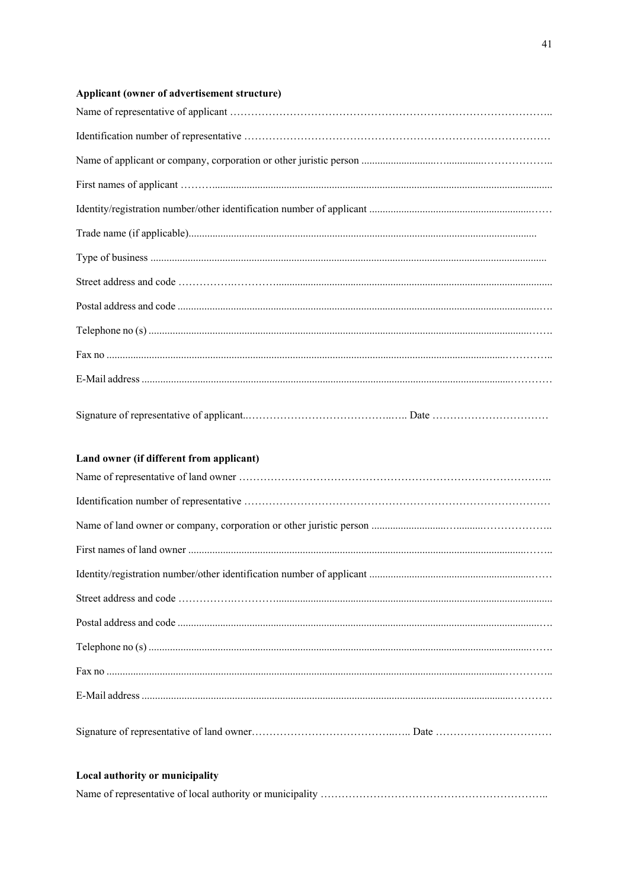**Applicant (owner of advertisement structure)**

Name of representative of applicant ……………………………………………………………………………..

Identification number of representative ……………………………………………………………………………

Name of applicant or company, corporation or other juristic person ...........................…..............………………..

First names of applicant ……….................................................................................................................................

Identity/registration number/other identification number of applicant ..................................................................……

Trade name (if applicable).................................................................................................................................

Type of business ...................................................................................................................................................

Street address and code …………….……….......................................................................................................

Postal address and code ......................................................................................................................................….

Telephone no (s) ..............................................................................................................................................…….

Fax no ..........................................................................................................................................................………..

E-Mail address .................................................................................................................................................…………

Signature of representative of applicant..…………………………………...….. Date ……………………………

**Land owner (if different from applicant)**

Name of representative of land owner ……………………………………………………………………………..

Identification number of representative ……………………………………………………………………………

Name of land owner or company, corporation or other juristic person ...........................….........………………..

First names of land owner ...................................................................................................................................……..

Identity/registration number/other identification number of applicant ..................................................................……

Street address and code …………….……….......................................................................................................

Postal address and code ......................................................................................................................................….

Telephone no (s) ..............................................................................................................................................…….

Fax no ..........................................................................................................................................................………..

E-Mail address .................................................................................................................................................…………

Signature of representative of land owner…………………………………...….. Date ……………………………

**Local authority or municipality**

Name of representative of local authority or municipality ………………………………………………………..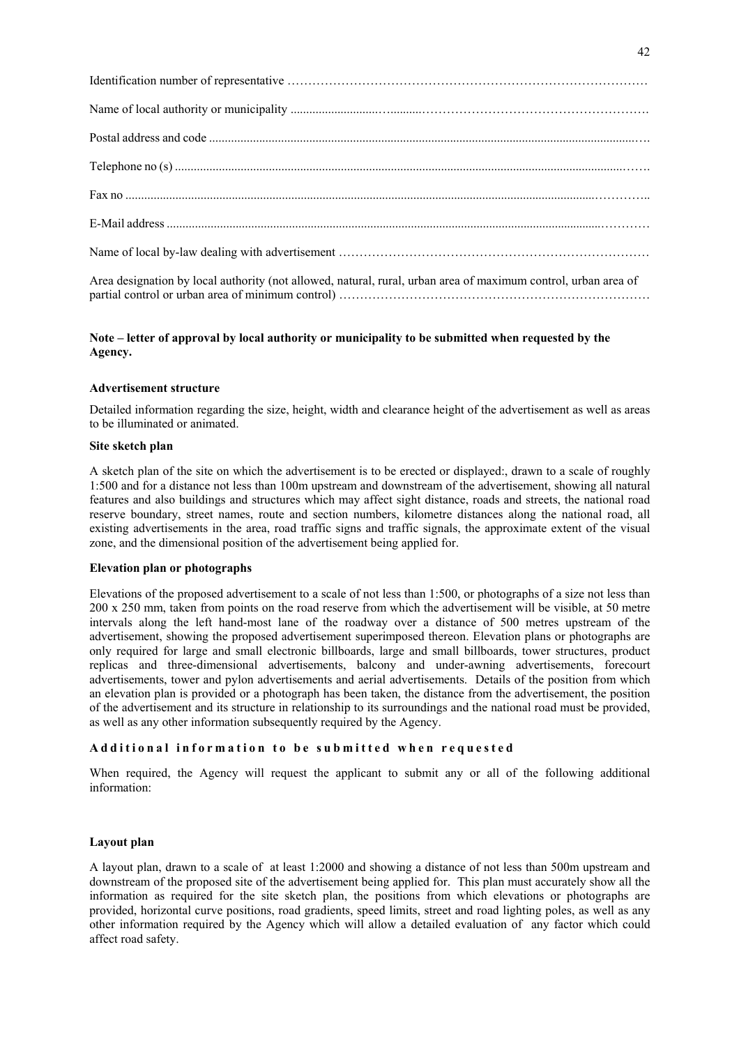Identification number of representative ……………………………………………………………………………

Name of local authority or municipality ……………………………………………………………………………

Postal address and code ……………………………………………………………………………………………

Telephone no (s) ……………………………………………………………………………………………………

Fax no ………………………………………………………………………………………………………………

E-Mail address ……………………………………………………………………………………………………

Name of local by-law dealing with advertisement ………………………………………………………………

Area designation by local authority (not allowed, natural, rural, urban area of maximum control, urban area of partial control or urban area of minimum control) …………………………………………………………………

**Note – letter of approval by local authority or municipality to be submitted when requested by the Agency.**

**Advertisement structure**

Detailed information regarding the size, height, width and clearance height of the advertisement as well as areas to be illuminated or animated.

**Site sketch plan**

A sketch plan of the site on which the advertisement is to be erected or displayed:, drawn to a scale of roughly 1:500 and for a distance not less than 100m upstream and downstream of the advertisement, showing all natural features and also buildings and structures which may affect sight distance, roads and streets, the national road reserve boundary, street names, route and section numbers, kilometre distances along the national road, all existing advertisements in the area, road traffic signs and traffic signals, the approximate extent of the visual zone, and the dimensional position of the advertisement being applied for.

**Elevation plan or photographs**

Elevations of the proposed advertisement to a scale of not less than 1:500, or photographs of a size not less than 200 x 250 mm, taken from points on the road reserve from which the advertisement will be visible, at 50 metre intervals along the left hand-most lane of the roadway over a distance of 500 metres upstream of the advertisement, showing the proposed advertisement superimposed thereon. Elevation plans or photographs are only required for large and small electronic billboards, large and small billboards, tower structures, product replicas and three-dimensional advertisements, balcony and under-awning advertisements, forecourt advertisements, tower and pylon advertisements and aerial advertisements. Details of the position from which an elevation plan is provided or a photograph has been taken, the distance from the advertisement, the position of the advertisement and its structure in relationship to its surroundings and the national road must be provided, as well as any other information subsequently required by the Agency.

**Additional information to be submitted when requested**

When required, the Agency will request the applicant to submit any or all of the following additional information:

**Layout plan**

A layout plan, drawn to a scale of at least 1:2000 and showing a distance of not less than 500m upstream and downstream of the proposed site of the advertisement being applied for. This plan must accurately show all the information as required for the site sketch plan, the positions from which elevations or photographs are provided, horizontal curve positions, road gradients, speed limits, street and road lighting poles, as well as any other information required by the Agency which will allow a detailed evaluation of any factor which could affect road safety.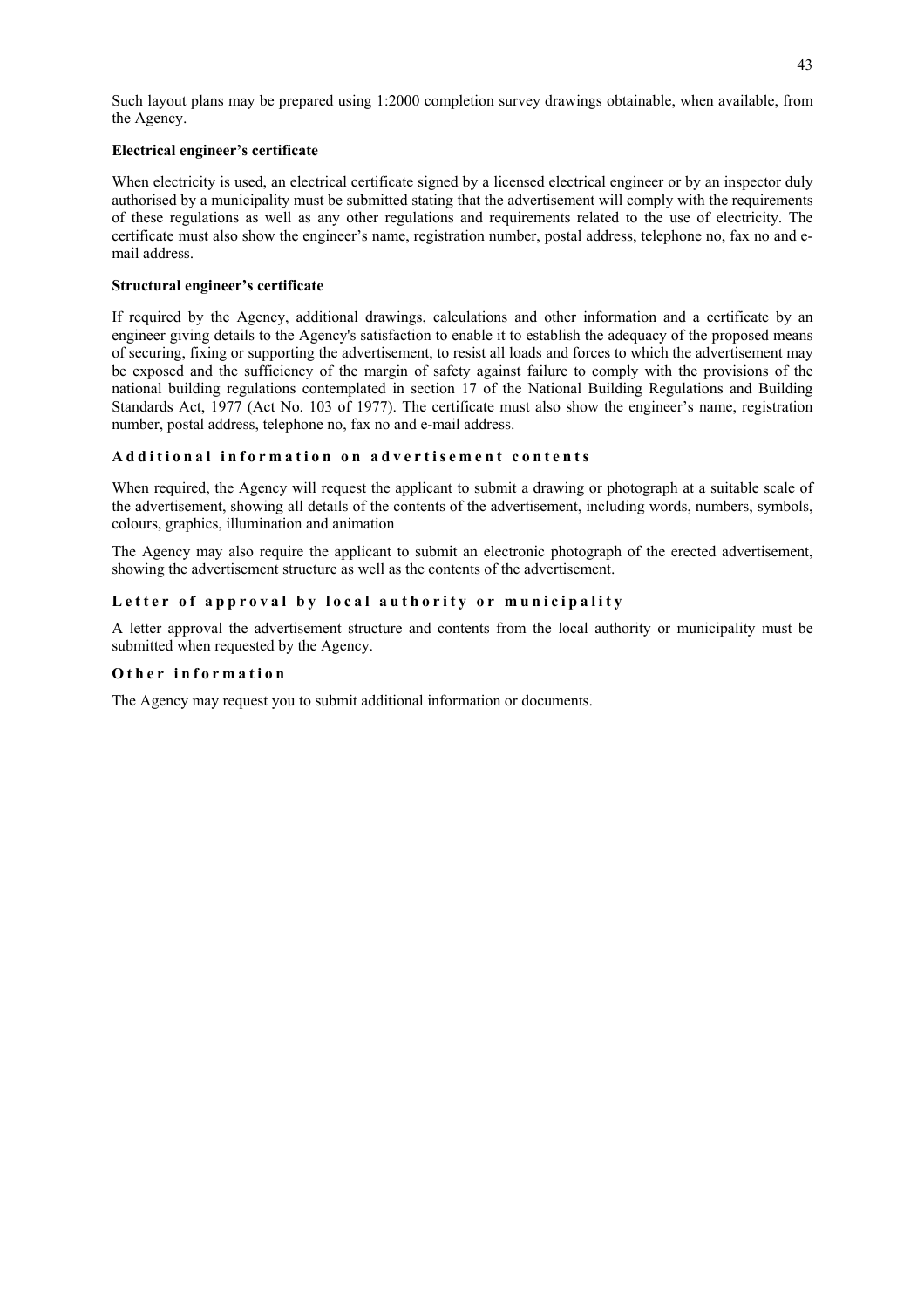Such layout plans may be prepared using 1:2000 completion survey drawings obtainable, when available, from the Agency.

**Electrical engineer's certificate**

When electricity is used, an electrical certificate signed by a licensed electrical engineer or by an inspector duly authorised by a municipality must be submitted stating that the advertisement will comply with the requirements of these regulations as well as any other regulations and requirements related to the use of electricity. The certificate must also show the engineer's name, registration number, postal address, telephone no, fax no and e-mail address.

**Structural engineer's certificate**

If required by the Agency, additional drawings, calculations and other information and a certificate by an engineer giving details to the Agency's satisfaction to enable it to establish the adequacy of the proposed means of securing, fixing or supporting the advertisement, to resist all loads and forces to which the advertisement may be exposed and the sufficiency of the margin of safety against failure to comply with the provisions of the national building regulations contemplated in section 17 of the National Building Regulations and Building Standards Act, 1977 (Act No. 103 of 1977). The certificate must also show the engineer's name, registration number, postal address, telephone no, fax no and e-mail address.

**Additional information on advertisement contents**

When required, the Agency will request the applicant to submit a drawing or photograph at a suitable scale of the advertisement, showing all details of the contents of the advertisement, including words, numbers, symbols, colours, graphics, illumination and animation

The Agency may also require the applicant to submit an electronic photograph of the erected advertisement, showing the advertisement structure as well as the contents of the advertisement.

**Letter of approval by local authority or municipality**

A letter approval the advertisement structure and contents from the local authority or municipality must be submitted when requested by the Agency.

**Other information**

The Agency may request you to submit additional information or documents.